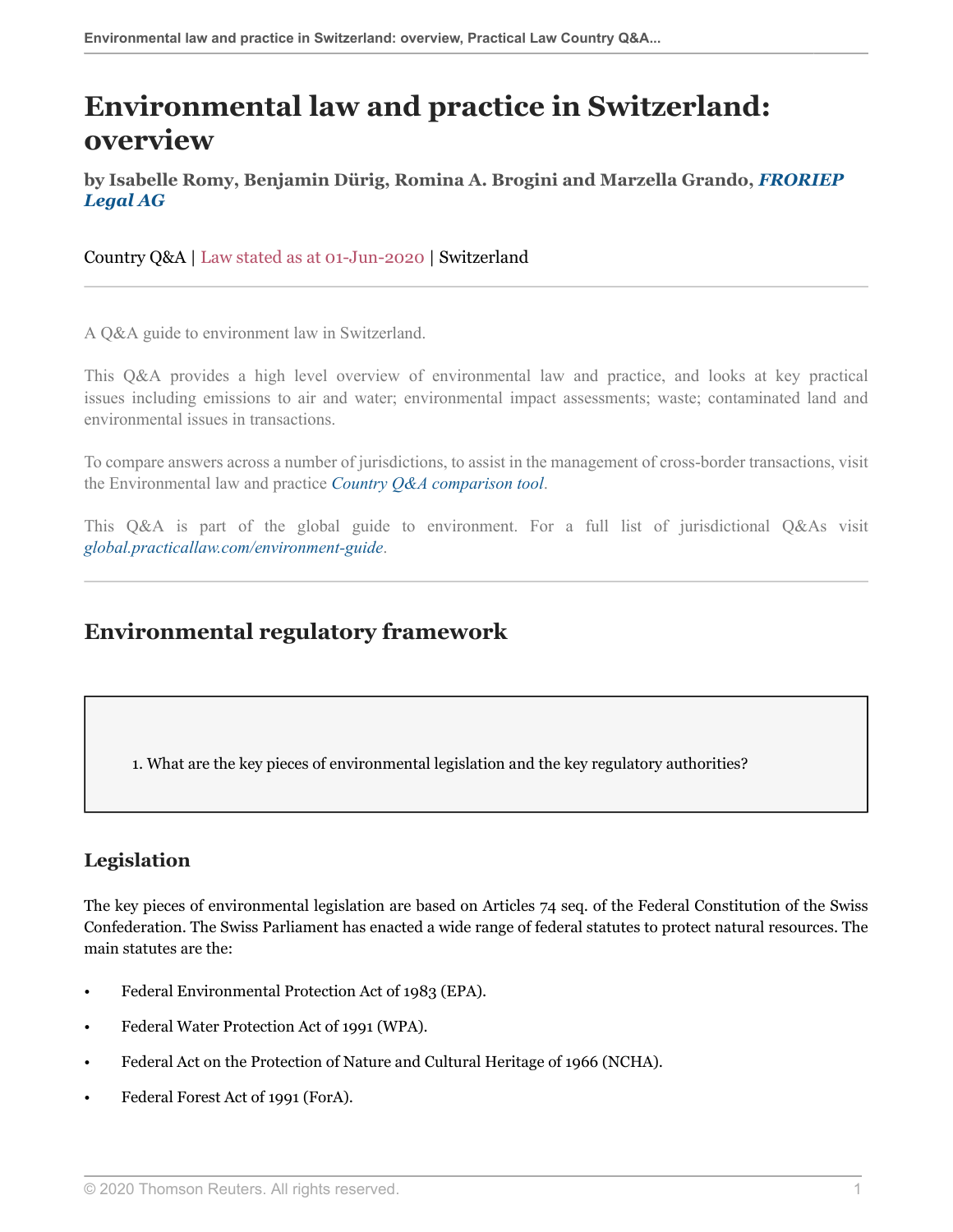# Environmental law and practice in Switzerland: overview

**by Isabelle Romy, Benjamin Dürig, Romina A. Brogini and Marzella Grando, *FRORIEP Legal AG***

Country Q&A | Law stated as at 01-Jun-2020 | Switzerland

A Q&A guide to environment law in Switzerland.

This Q&A provides a high level overview of environmental law and practice, and looks at key practical issues including emissions to air and water; environmental impact assessments; waste; contaminated land and environmental issues in transactions.

To compare answers across a number of jurisdictions, to assist in the management of cross-border transactions, visit the Environmental law and practice *Country Q&A comparison tool*.

This Q&A is part of the global guide to environment. For a full list of jurisdictional Q&As visit *global.practicallaw.com/environment-guide*.

## Environmental regulatory framework

1. What are the key pieces of environmental legislation and the key regulatory authorities?

### Legislation

The key pieces of environmental legislation are based on Articles 74 seq. of the Federal Constitution of the Swiss Confederation. The Swiss Parliament has enacted a wide range of federal statutes to protect natural resources. The main statutes are the:

- Federal Environmental Protection Act of 1983 (EPA).
- Federal Water Protection Act of 1991 (WPA).
- Federal Act on the Protection of Nature and Cultural Heritage of 1966 (NCHA).
- Federal Forest Act of 1991 (ForA).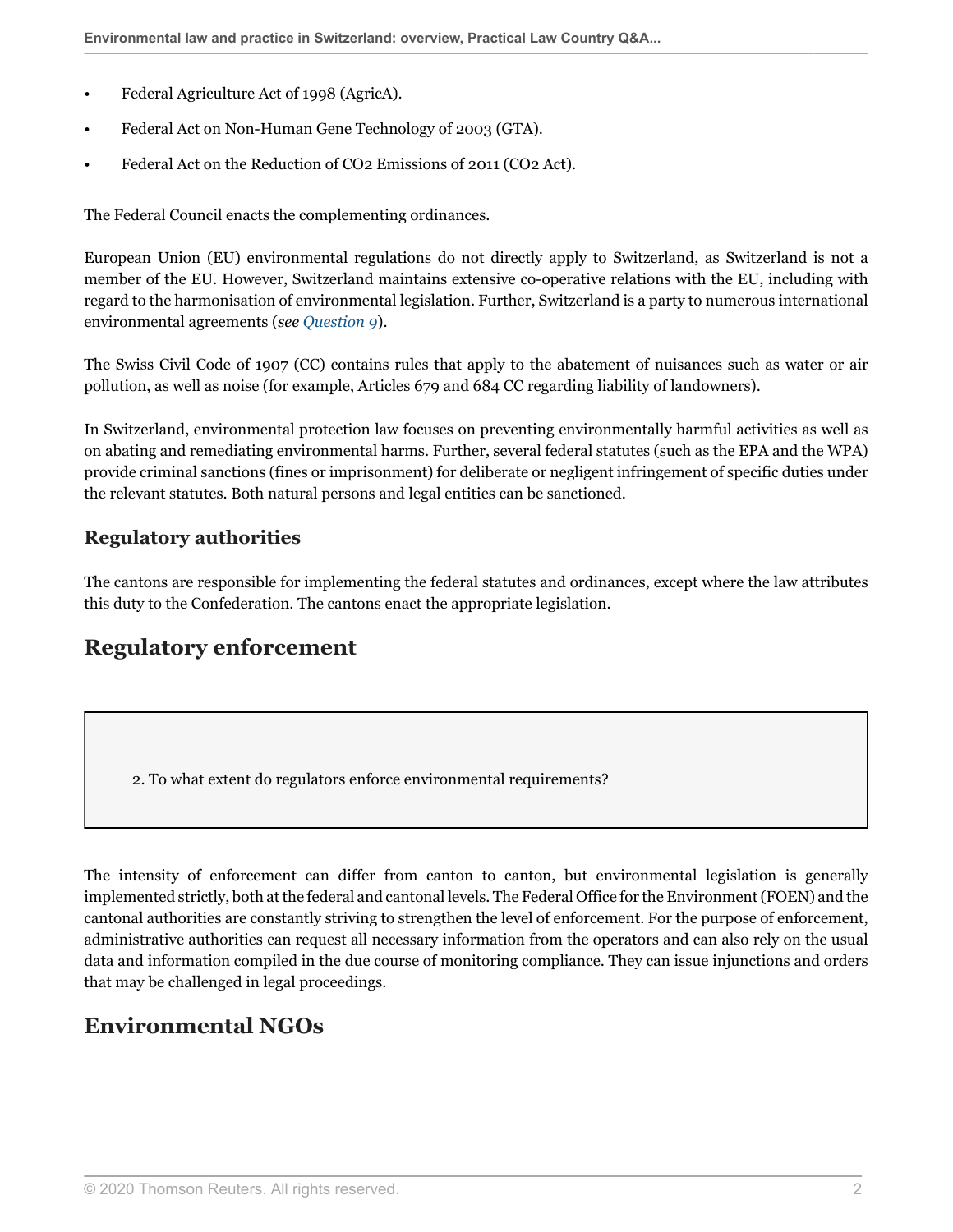- Federal Agriculture Act of 1998 (AgricA).
- Federal Act on Non-Human Gene Technology of 2003 (GTA).
- Federal Act on the Reduction of $CO_2$ Emissions of 2011 ($CO_2$ Act).

The Federal Council enacts the complementing ordinances.

European Union (EU) environmental regulations do not directly apply to Switzerland, as Switzerland is not a member of the EU. However, Switzerland maintains extensive co-operative relations with the EU, including with regard to the harmonisation of environmental legislation. Further, Switzerland is a party to numerous international environmental agreements (*see Question 9*).

The Swiss Civil Code of 1907 (CC) contains rules that apply to the abatement of nuisances such as water or air pollution, as well as noise (for example, Articles 679 and 684 CC regarding liability of landowners).

In Switzerland, environmental protection law focuses on preventing environmentally harmful activities as well as on abating and remediating environmental harms. Further, several federal statutes (such as the EPA and the WPA) provide criminal sanctions (fines or imprisonment) for deliberate or negligent infringement of specific duties under the relevant statutes. Both natural persons and legal entities can be sanctioned.

### Regulatory authorities

The cantons are responsible for implementing the federal statutes and ordinances, except where the law attributes this duty to the Confederation. The cantons enact the appropriate legislation.

## Regulatory enforcement

2. To what extent do regulators enforce environmental requirements?

The intensity of enforcement can differ from canton to canton, but environmental legislation is generally implemented strictly, both at the federal and cantonal levels. The Federal Office for the Environment (FOEN) and the cantonal authorities are constantly striving to strengthen the level of enforcement. For the purpose of enforcement, administrative authorities can request all necessary information from the operators and can also rely on the usual data and information compiled in the due course of monitoring compliance. They can issue injunctions and orders that may be challenged in legal proceedings.

## Environmental NGOs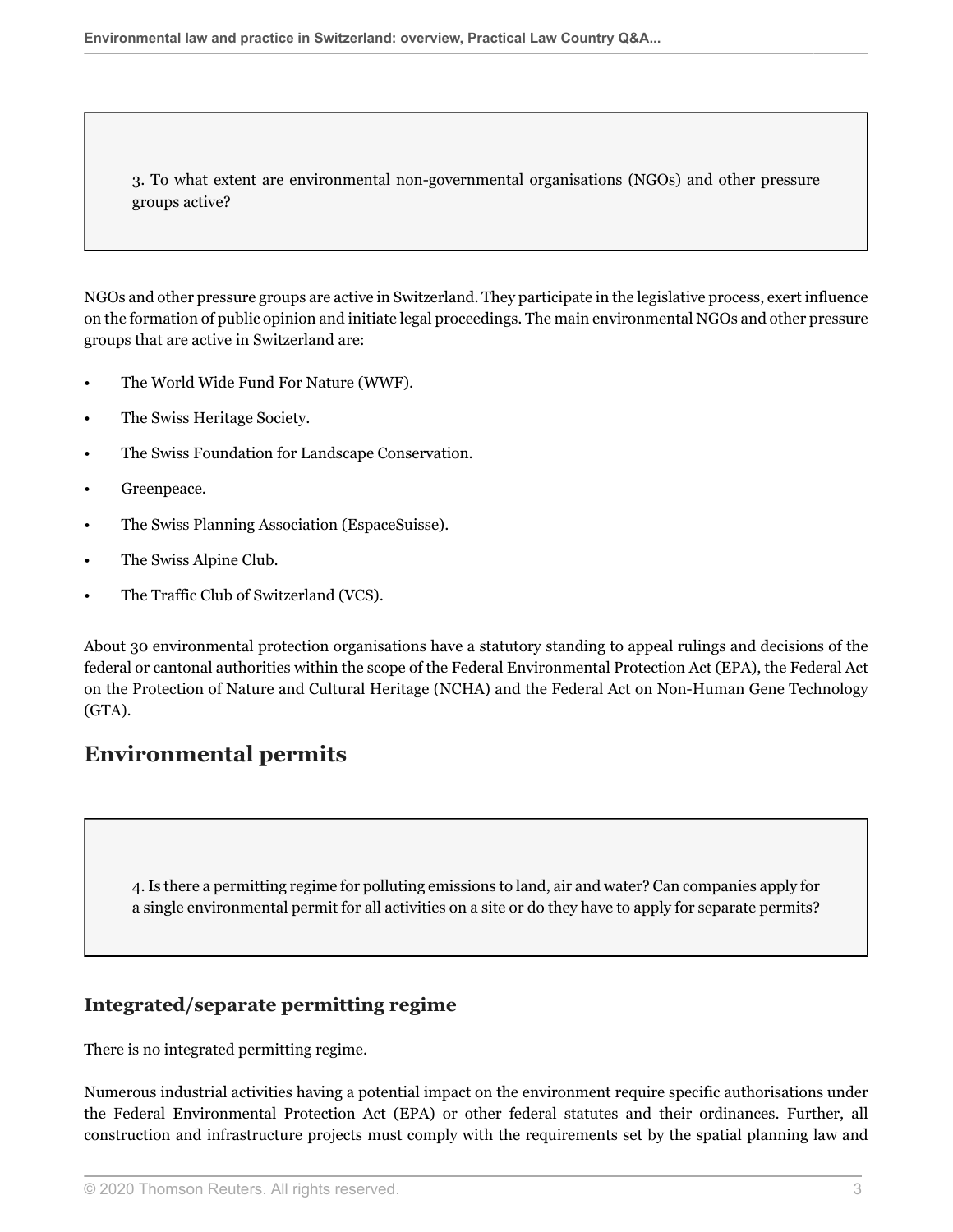3. To what extent are environmental non-governmental organisations (NGOs) and other pressure groups active?

NGOs and other pressure groups are active in Switzerland. They participate in the legislative process, exert influence on the formation of public opinion and initiate legal proceedings. The main environmental NGOs and other pressure groups that are active in Switzerland are:

- The World Wide Fund For Nature (WWF).
- The Swiss Heritage Society.
- The Swiss Foundation for Landscape Conservation.
- Greenpeace.
- The Swiss Planning Association (EspaceSuisse).
- The Swiss Alpine Club.
- The Traffic Club of Switzerland (VCS).

About 30 environmental protection organisations have a statutory standing to appeal rulings and decisions of the federal or cantonal authorities within the scope of the Federal Environmental Protection Act (EPA), the Federal Act on the Protection of Nature and Cultural Heritage (NCHA) and the Federal Act on Non-Human Gene Technology (GTA).

## Environmental permits

4. Is there a permitting regime for polluting emissions to land, air and water? Can companies apply for a single environmental permit for all activities on a site or do they have to apply for separate permits?

### Integrated/separate permitting regime

There is no integrated permitting regime.

Numerous industrial activities having a potential impact on the environment require specific authorisations under the Federal Environmental Protection Act (EPA) or other federal statutes and their ordinances. Further, all construction and infrastructure projects must comply with the requirements set by the spatial planning law and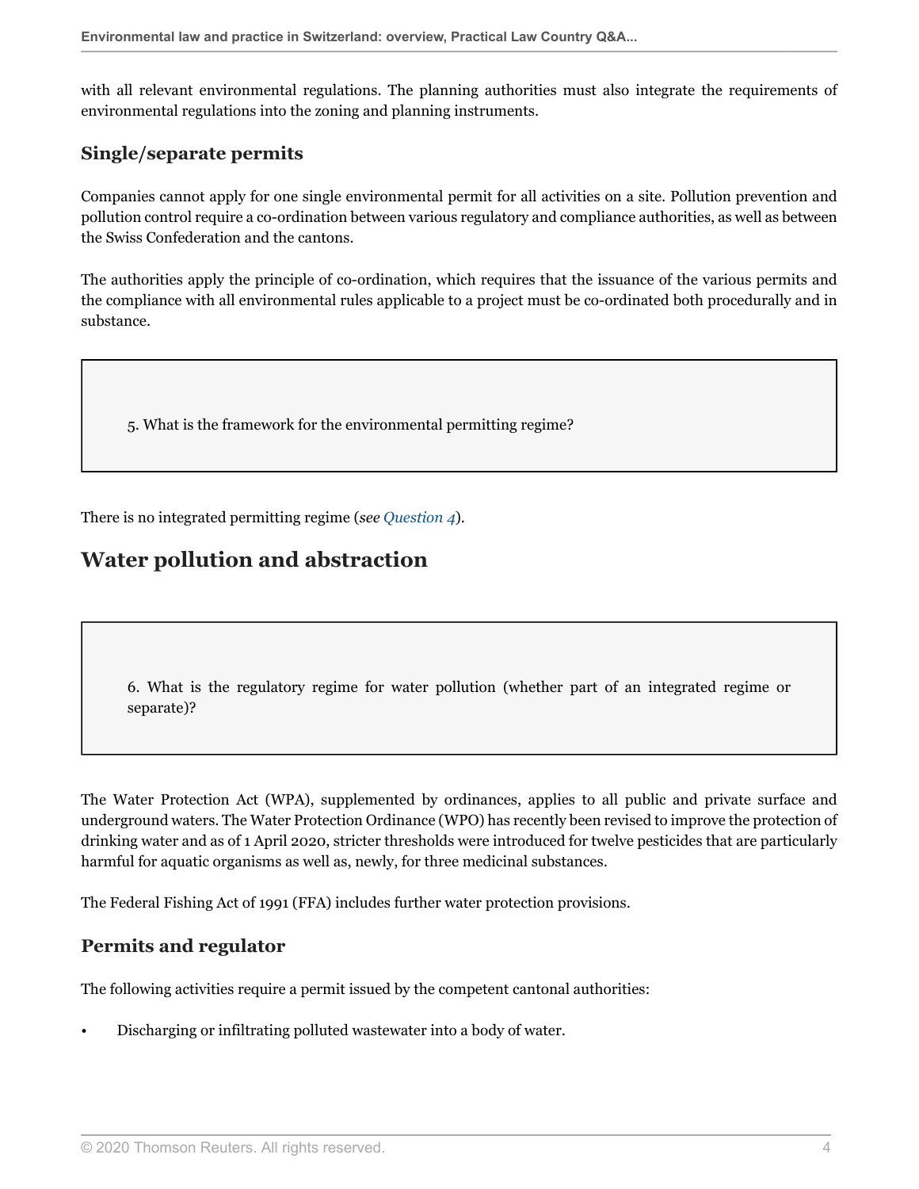with all relevant environmental regulations. The planning authorities must also integrate the requirements of environmental regulations into the zoning and planning instruments.

### Single/separate permits

Companies cannot apply for one single environmental permit for all activities on a site. Pollution prevention and pollution control require a co-ordination between various regulatory and compliance authorities, as well as between the Swiss Confederation and the cantons.

The authorities apply the principle of co-ordination, which requires that the issuance of the various permits and the compliance with all environmental rules applicable to a project must be co-ordinated both procedurally and in substance.

> 5. What is the framework for the environmental permitting regime?

There is no integrated permitting regime (*see Question 4*).

## Water pollution and abstraction

> 6. What is the regulatory regime for water pollution (whether part of an integrated regime or separate)?

The Water Protection Act (WPA), supplemented by ordinances, applies to all public and private surface and underground waters. The Water Protection Ordinance (WPO) has recently been revised to improve the protection of drinking water and as of 1 April 2020, stricter thresholds were introduced for twelve pesticides that are particularly harmful for aquatic organisms as well as, newly, for three medicinal substances.

The Federal Fishing Act of 1991 (FFA) includes further water protection provisions.

### Permits and regulator

The following activities require a permit issued by the competent cantonal authorities:

- Discharging or infiltrating polluted wastewater into a body of water.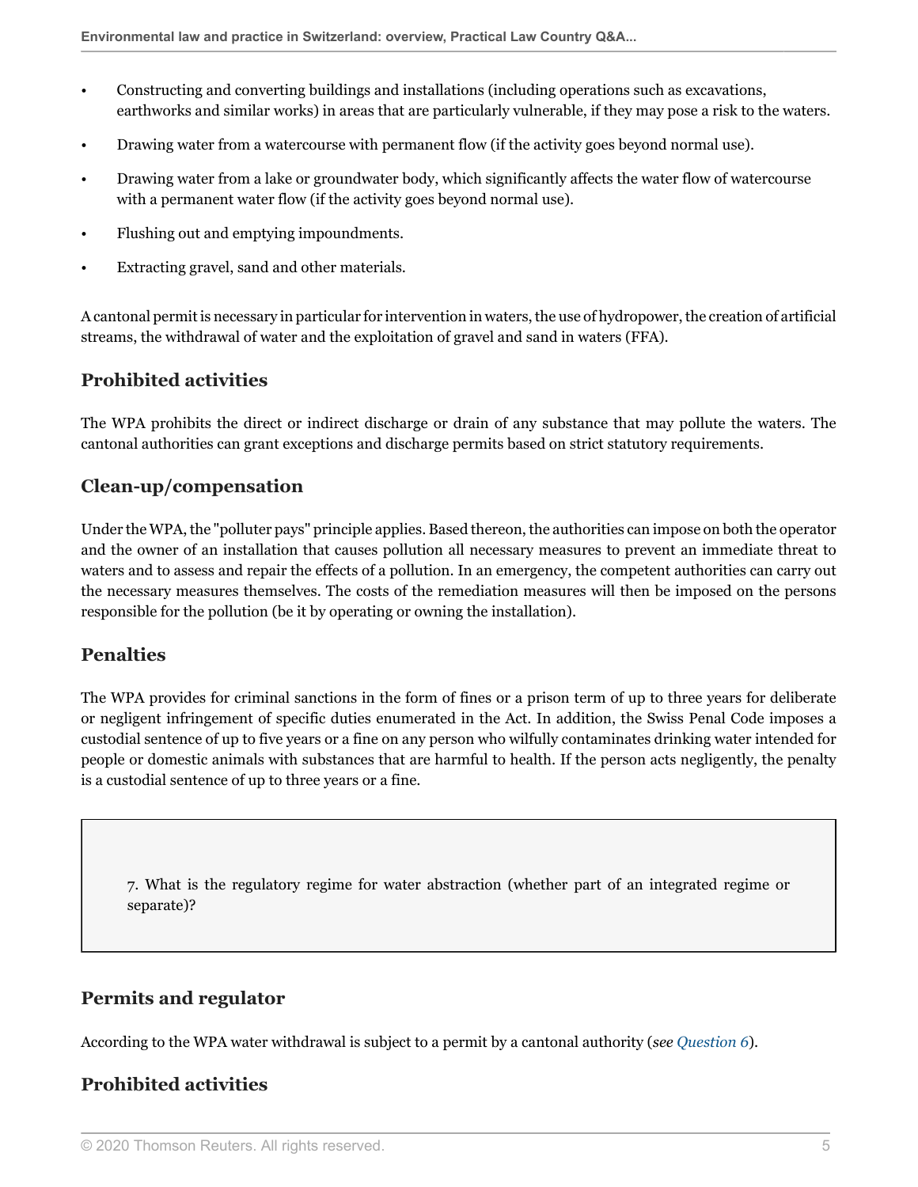- Constructing and converting buildings and installations (including operations such as excavations, earthworks and similar works) in areas that are particularly vulnerable, if they may pose a risk to the waters.
- Drawing water from a watercourse with permanent flow (if the activity goes beyond normal use).
- Drawing water from a lake or groundwater body, which significantly affects the water flow of watercourse with a permanent water flow (if the activity goes beyond normal use).
- Flushing out and emptying impoundments.
- Extracting gravel, sand and other materials.

A cantonal permit is necessary in particular for intervention in waters, the use of hydropower, the creation of artificial streams, the withdrawal of water and the exploitation of gravel and sand in waters (FFA).

### Prohibited activities

The WPA prohibits the direct or indirect discharge or drain of any substance that may pollute the waters. The cantonal authorities can grant exceptions and discharge permits based on strict statutory requirements.

### Clean-up/compensation

Under the WPA, the "polluter pays" principle applies. Based thereon, the authorities can impose on both the operator and the owner of an installation that causes pollution all necessary measures to prevent an immediate threat to waters and to assess and repair the effects of a pollution. In an emergency, the competent authorities can carry out the necessary measures themselves. The costs of the remediation measures will then be imposed on the persons responsible for the pollution (be it by operating or owning the installation).

### Penalties

The WPA provides for criminal sanctions in the form of fines or a prison term of up to three years for deliberate or negligent infringement of specific duties enumerated in the Act. In addition, the Swiss Penal Code imposes a custodial sentence of up to five years or a fine on any person who wilfully contaminates drinking water intended for people or domestic animals with substances that are harmful to health. If the person acts negligently, the penalty is a custodial sentence of up to three years or a fine.

> 7. What is the regulatory regime for water abstraction (whether part of an integrated regime or separate)?

### Permits and regulator

According to the WPA water withdrawal is subject to a permit by a cantonal authority (*see Question 6*).

### Prohibited activities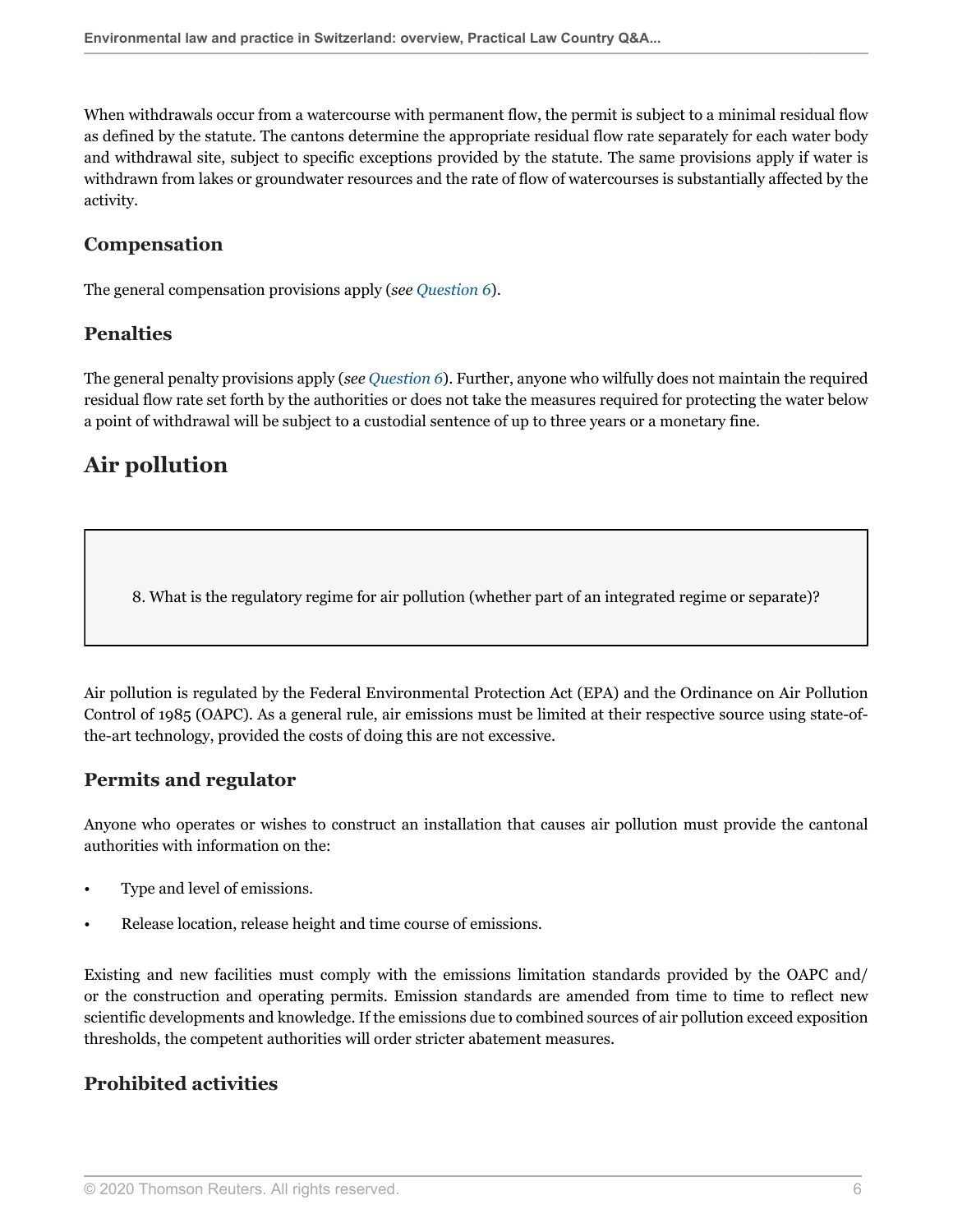When withdrawals occur from a watercourse with permanent flow, the permit is subject to a minimal residual flow as defined by the statute. The cantons determine the appropriate residual flow rate separately for each water body and withdrawal site, subject to specific exceptions provided by the statute. The same provisions apply if water is withdrawn from lakes or groundwater resources and the rate of flow of watercourses is substantially affected by the activity.

### Compensation

The general compensation provisions apply (*see Question 6*).

### Penalties

The general penalty provisions apply (*see Question 6*). Further, anyone who wilfully does not maintain the required residual flow rate set forth by the authorities or does not take the measures required for protecting the water below a point of withdrawal will be subject to a custodial sentence of up to three years or a monetary fine.

## Air pollution

> 8. What is the regulatory regime for air pollution (whether part of an integrated regime or separate)?

Air pollution is regulated by the Federal Environmental Protection Act (EPA) and the Ordinance on Air Pollution Control of 1985 (OAPC). As a general rule, air emissions must be limited at their respective source using state-of-the-art technology, provided the costs of doing this are not excessive.

### Permits and regulator

Anyone who operates or wishes to construct an installation that causes air pollution must provide the cantonal authorities with information on the:

- Type and level of emissions.
- Release location, release height and time course of emissions.

Existing and new facilities must comply with the emissions limitation standards provided by the OAPC and/or the construction and operating permits. Emission standards are amended from time to time to reflect new scientific developments and knowledge. If the emissions due to combined sources of air pollution exceed exposition thresholds, the competent authorities will order stricter abatement measures.

### Prohibited activities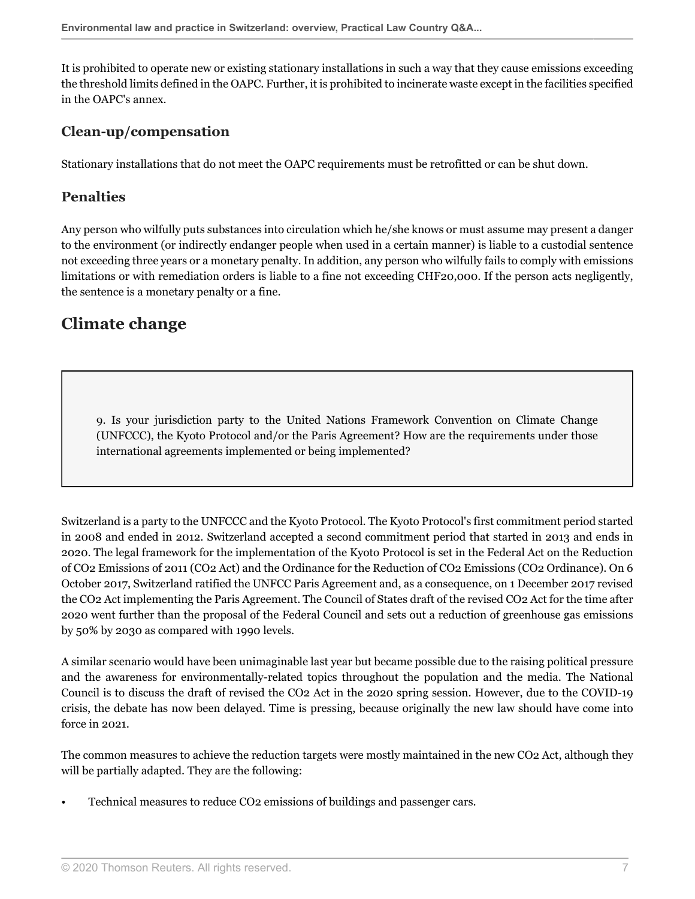It is prohibited to operate new or existing stationary installations in such a way that they cause emissions exceeding the threshold limits defined in the OAPC. Further, it is prohibited to incinerate waste except in the facilities specified in the OAPC's annex.

### Clean-up/compensation

Stationary installations that do not meet the OAPC requirements must be retrofitted or can be shut down.

### Penalties

Any person who wilfully puts substances into circulation which he/she knows or must assume may present a danger to the environment (or indirectly endanger people when used in a certain manner) is liable to a custodial sentence not exceeding three years or a monetary penalty. In addition, any person who wilfully fails to comply with emissions limitations or with remediation orders is liable to a fine not exceeding CHF20,000. If the person acts negligently, the sentence is a monetary penalty or a fine.

## Climate change

> 9. Is your jurisdiction party to the United Nations Framework Convention on Climate Change (UNFCCC), the Kyoto Protocol and/or the Paris Agreement? How are the requirements under those international agreements implemented or being implemented?

Switzerland is a party to the UNFCCC and the Kyoto Protocol. The Kyoto Protocol's first commitment period started in 2008 and ended in 2012. Switzerland accepted a second commitment period that started in 2013 and ends in 2020. The legal framework for the implementation of the Kyoto Protocol is set in the Federal Act on the Reduction of $CO_2$ Emissions of 2011 ($CO_2$ Act) and the Ordinance for the Reduction of $CO_2$ Emissions ($CO_2$ Ordinance). On 6 October 2017, Switzerland ratified the UNFCC Paris Agreement and, as a consequence, on 1 December 2017 revised the $CO_2$ Act implementing the Paris Agreement. The Council of States draft of the revised $CO_2$ Act for the time after 2020 went further than the proposal of the Federal Council and sets out a reduction of greenhouse gas emissions by 50% by 2030 as compared with 1990 levels.

A similar scenario would have been unimaginable last year but became possible due to the raising political pressure and the awareness for environmentally-related topics throughout the population and the media. The National Council is to discuss the draft of revised the $CO_2$ Act in the 2020 spring session. However, due to the COVID-19 crisis, the debate has now been delayed. Time is pressing, because originally the new law should have come into force in 2021.

The common measures to achieve the reduction targets were mostly maintained in the new $CO_2$ Act, although they will be partially adapted. They are the following:

- Technical measures to reduce $CO_2$ emissions of buildings and passenger cars.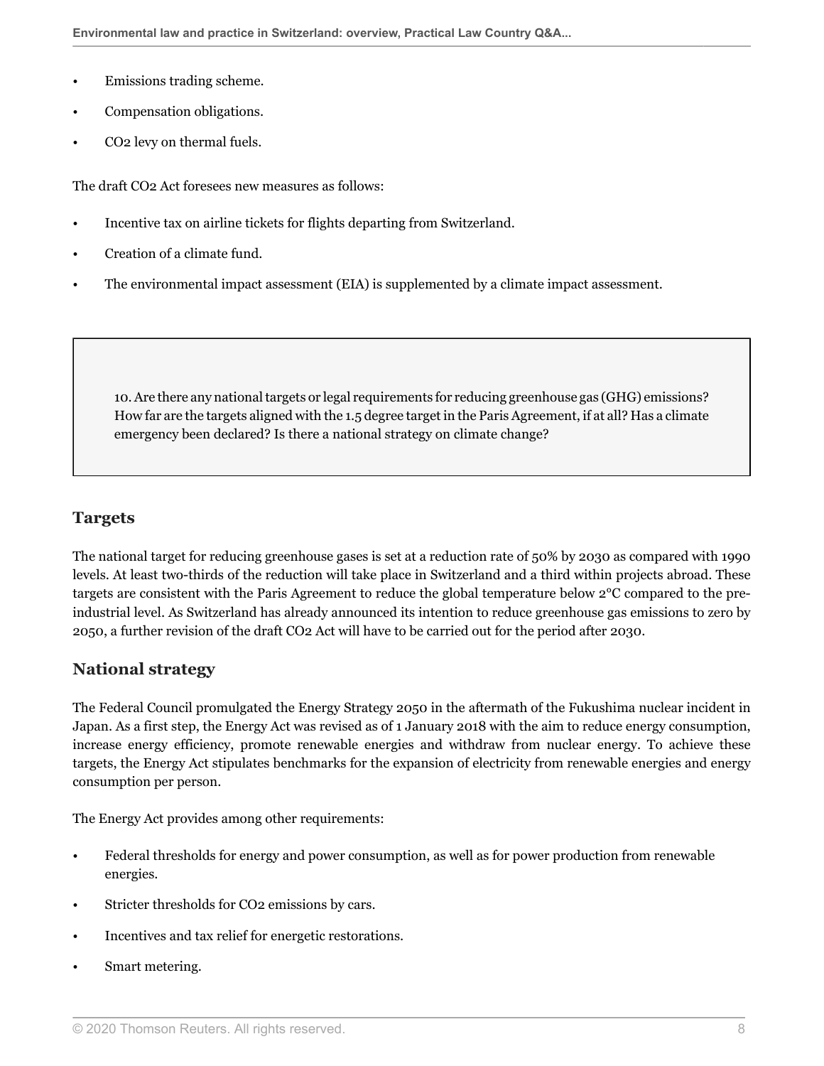- Emissions trading scheme.
- Compensation obligations.
- $CO_2$ levy on thermal fuels.

The draft $CO_2$ Act foresees new measures as follows:

- Incentive tax on airline tickets for flights departing from Switzerland.
- Creation of a climate fund.
- The environmental impact assessment (EIA) is supplemented by a climate impact assessment.

> 10. Are there any national targets or legal requirements for reducing greenhouse gas (GHG) emissions? How far are the targets aligned with the 1.5 degree target in the Paris Agreement, if at all? Has a climate emergency been declared? Is there a national strategy on climate change?

## Targets

The national target for reducing greenhouse gases is set at a reduction rate of 50% by 2030 as compared with 1990 levels. At least two-thirds of the reduction will take place in Switzerland and a third within projects abroad. These targets are consistent with the Paris Agreement to reduce the global temperature below 2°C compared to the pre-industrial level. As Switzerland has already announced its intention to reduce greenhouse gas emissions to zero by 2050, a further revision of the draft $CO_2$ Act will have to be carried out for the period after 2030.

## National strategy

The Federal Council promulgated the Energy Strategy 2050 in the aftermath of the Fukushima nuclear incident in Japan. As a first step, the Energy Act was revised as of 1 January 2018 with the aim to reduce energy consumption, increase energy efficiency, promote renewable energies and withdraw from nuclear energy. To achieve these targets, the Energy Act stipulates benchmarks for the expansion of electricity from renewable energies and energy consumption per person.

The Energy Act provides among other requirements:

- Federal thresholds for energy and power consumption, as well as for power production from renewable energies.
- Stricter thresholds for $CO_2$ emissions by cars.
- Incentives and tax relief for energetic restorations.
- Smart metering.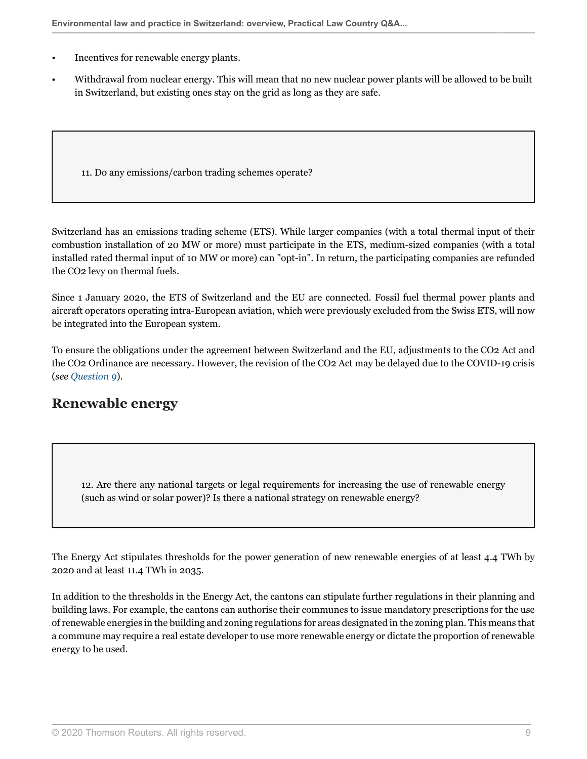- Incentives for renewable energy plants.
- Withdrawal from nuclear energy. This will mean that no new nuclear power plants will be allowed to be built in Switzerland, but existing ones stay on the grid as long as they are safe.

**11. Do any emissions/carbon trading schemes operate?**

Switzerland has an emissions trading scheme (ETS). While larger companies (with a total thermal input of their combustion installation of 20 MW or more) must participate in the ETS, medium-sized companies (with a total installed rated thermal input of 10 MW or more) can "opt-in". In return, the participating companies are refunded the $CO_2$ levy on thermal fuels.

Since 1 January 2020, the ETS of Switzerland and the EU are connected. Fossil fuel thermal power plants and aircraft operators operating intra-European aviation, which were previously excluded from the Swiss ETS, will now be integrated into the European system.

To ensure the obligations under the agreement between Switzerland and the EU, adjustments to the $CO_2$ Act and the $CO_2$ Ordinance are necessary. However, the revision of the $CO_2$ Act may be delayed due to the COVID-19 crisis (*see Question 9*).

## Renewable energy

**12. Are there any national targets or legal requirements for increasing the use of renewable energy (such as wind or solar power)? Is there a national strategy on renewable energy?**

The Energy Act stipulates thresholds for the power generation of new renewable energies of at least 4.4 TWh by 2020 and at least 11.4 TWh in 2035.

In addition to the thresholds in the Energy Act, the cantons can stipulate further regulations in their planning and building laws. For example, the cantons can authorise their communes to issue mandatory prescriptions for the use of renewable energies in the building and zoning regulations for areas designated in the zoning plan. This means that a commune may require a real estate developer to use more renewable energy or dictate the proportion of renewable energy to be used.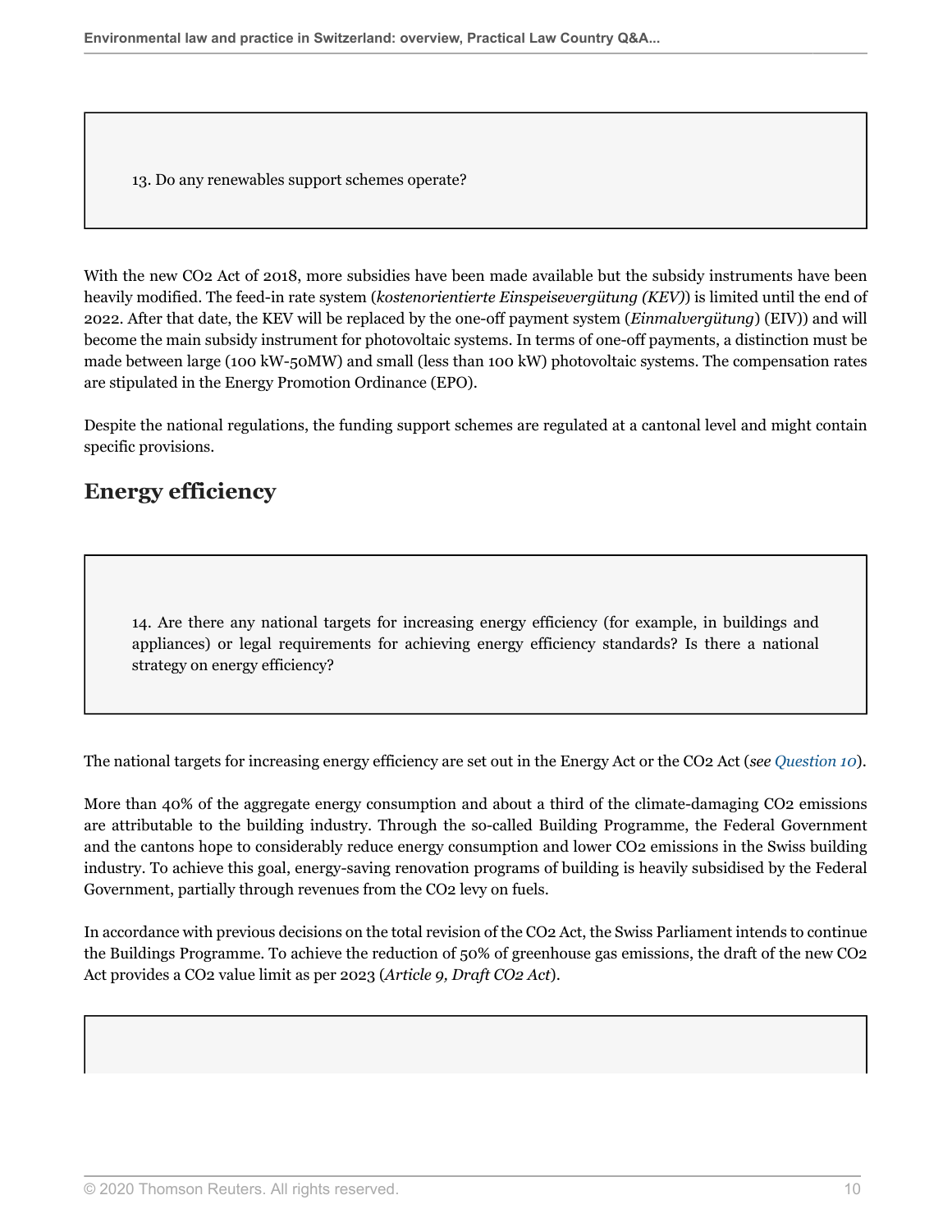13. Do any renewables support schemes operate?

With the new $CO_2$ Act of 2018, more subsidies have been made available but the subsidy instruments have been heavily modified. The feed-in rate system (*kostenorientierte Einspeisevergütung (KEV)*) is limited until the end of 2022. After that date, the KEV will be replaced by the one-off payment system (*Einmalvergütung*) (EIV)) and will become the main subsidy instrument for photovoltaic systems. In terms of one-off payments, a distinction must be made between large (100 kW-50MW) and small (less than 100 kW) photovoltaic systems. The compensation rates are stipulated in the Energy Promotion Ordinance (EPO).

Despite the national regulations, the funding support schemes are regulated at a cantonal level and might contain specific provisions.

## Energy efficiency

14. Are there any national targets for increasing energy efficiency (for example, in buildings and appliances) or legal requirements for achieving energy efficiency standards? Is there a national strategy on energy efficiency?

The national targets for increasing energy efficiency are set out in the Energy Act or the $CO_2$ Act (*see Question 10*).

More than 40% of the aggregate energy consumption and about a third of the climate-damaging $CO_2$ emissions are attributable to the building industry. Through the so-called Building Programme, the Federal Government and the cantons hope to considerably reduce energy consumption and lower $CO_2$ emissions in the Swiss building industry. To achieve this goal, energy-saving renovation programs of building is heavily subsidised by the Federal Government, partially through revenues from the $CO_2$ levy on fuels.

In accordance with previous decisions on the total revision of the $CO_2$ Act, the Swiss Parliament intends to continue the Buildings Programme. To achieve the reduction of 50% of greenhouse gas emissions, the draft of the new $CO_2$ Act provides a $CO_2$ value limit as per 2023 (*Article 9, Draft CO2 Act*).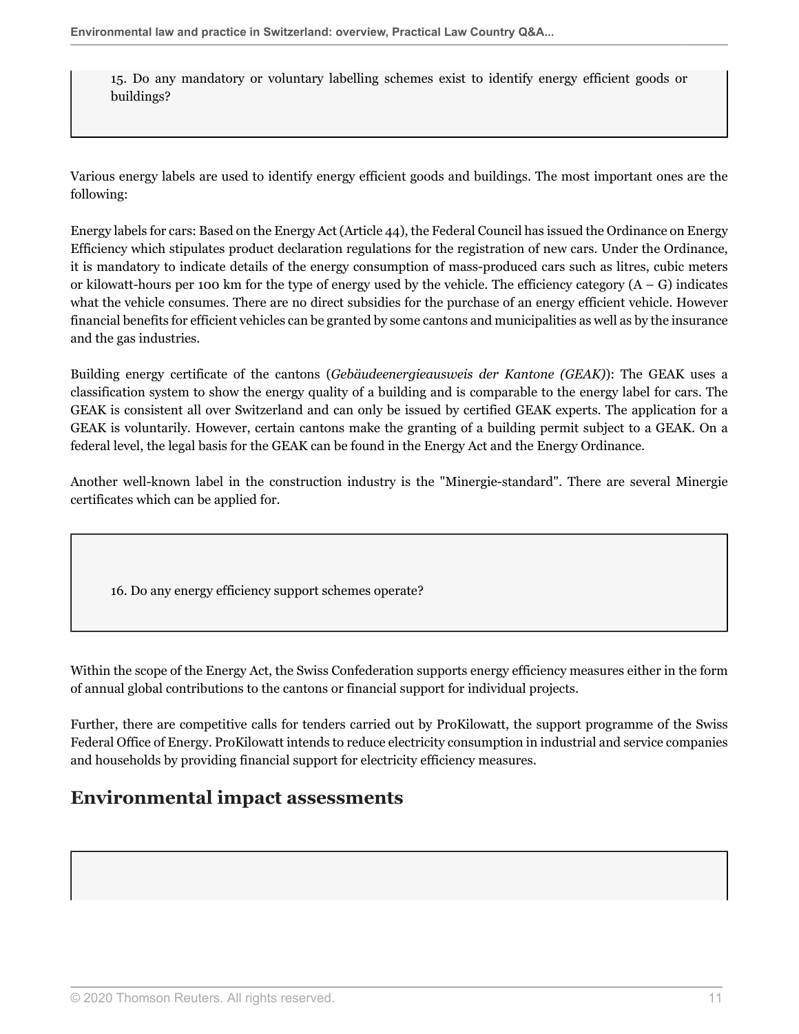15. Do any mandatory or voluntary labelling schemes exist to identify energy efficient goods or buildings?

Various energy labels are used to identify energy efficient goods and buildings. The most important ones are the following:

Energy labels for cars: Based on the Energy Act (Article 44), the Federal Council has issued the Ordinance on Energy Efficiency which stipulates product declaration regulations for the registration of new cars. Under the Ordinance, it is mandatory to indicate details of the energy consumption of mass-produced cars such as litres, cubic meters or kilowatt-hours per 100 km for the type of energy used by the vehicle. The efficiency category (A – G) indicates what the vehicle consumes. There are no direct subsidies for the purchase of an energy efficient vehicle. However financial benefits for efficient vehicles can be granted by some cantons and municipalities as well as by the insurance and the gas industries.

Building energy certificate of the cantons (*Gebäudeenergieausweis der Kantone (GEAK)*): The GEAK uses a classification system to show the energy quality of a building and is comparable to the energy label for cars. The GEAK is consistent all over Switzerland and can only be issued by certified GEAK experts. The application for a GEAK is voluntarily. However, certain cantons make the granting of a building permit subject to a GEAK. On a federal level, the legal basis for the GEAK can be found in the Energy Act and the Energy Ordinance.

Another well-known label in the construction industry is the "Minergie-standard". There are several Minergie certificates which can be applied for.

16. Do any energy efficiency support schemes operate?

Within the scope of the Energy Act, the Swiss Confederation supports energy efficiency measures either in the form of annual global contributions to the cantons or financial support for individual projects.

Further, there are competitive calls for tenders carried out by ProKilowatt, the support programme of the Swiss Federal Office of Energy. ProKilowatt intends to reduce electricity consumption in industrial and service companies and households by providing financial support for electricity efficiency measures.

## Environmental impact assessments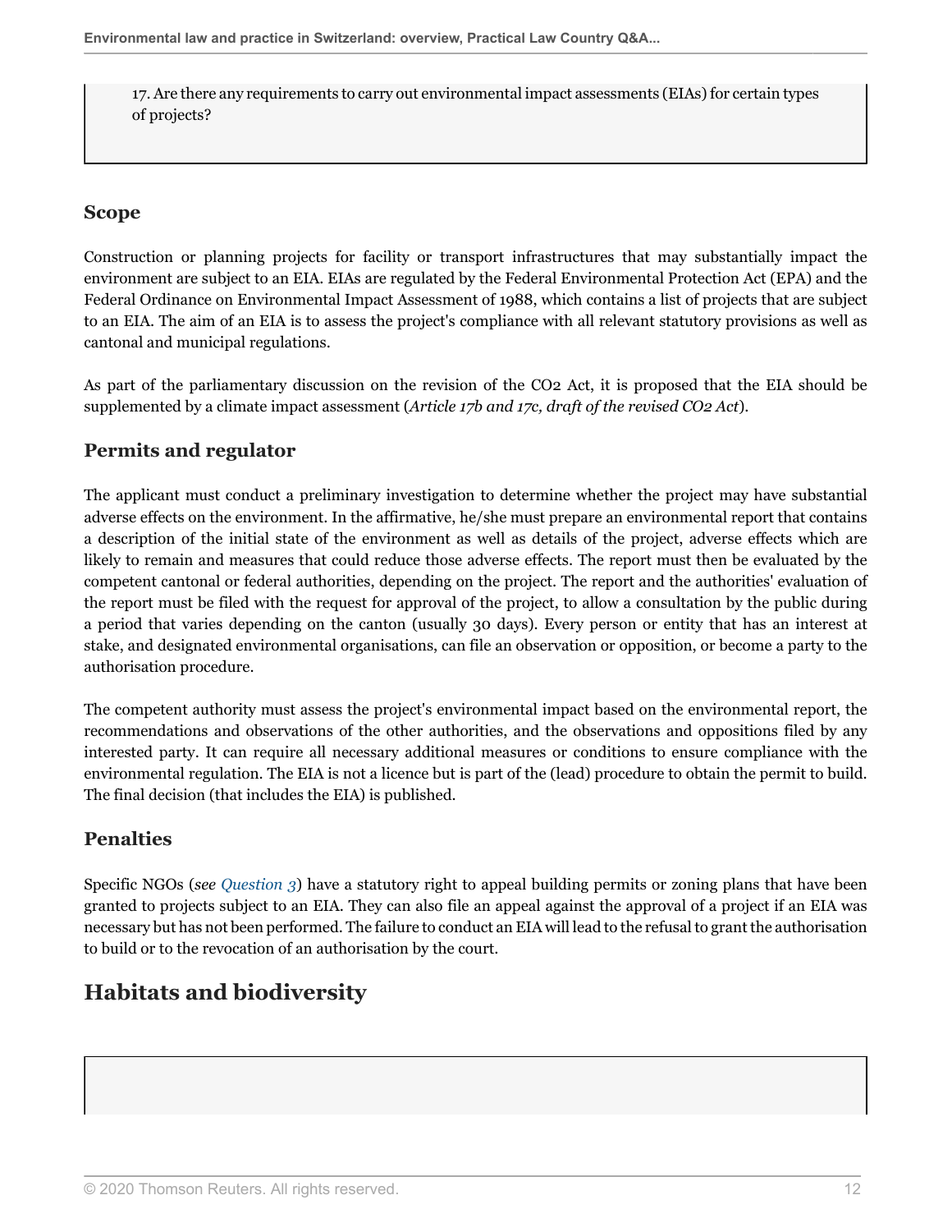17. Are there any requirements to carry out environmental impact assessments (EIAs) for certain types of projects?

### Scope

Construction or planning projects for facility or transport infrastructures that may substantially impact the environment are subject to an EIA. EIAs are regulated by the Federal Environmental Protection Act (EPA) and the Federal Ordinance on Environmental Impact Assessment of 1988, which contains a list of projects that are subject to an EIA. The aim of an EIA is to assess the project's compliance with all relevant statutory provisions as well as cantonal and municipal regulations.

As part of the parliamentary discussion on the revision of the CO2 Act, it is proposed that the EIA should be supplemented by a climate impact assessment (*Article 17b and 17c, draft of the revised CO2 Act*).

### Permits and regulator

The applicant must conduct a preliminary investigation to determine whether the project may have substantial adverse effects on the environment. In the affirmative, he/she must prepare an environmental report that contains a description of the initial state of the environment as well as details of the project, adverse effects which are likely to remain and measures that could reduce those adverse effects. The report must then be evaluated by the competent cantonal or federal authorities, depending on the project. The report and the authorities' evaluation of the report must be filed with the request for approval of the project, to allow a consultation by the public during a period that varies depending on the canton (usually 30 days). Every person or entity that has an interest at stake, and designated environmental organisations, can file an observation or opposition, or become a party to the authorisation procedure.

The competent authority must assess the project's environmental impact based on the environmental report, the recommendations and observations of the other authorities, and the observations and oppositions filed by any interested party. It can require all necessary additional measures or conditions to ensure compliance with the environmental regulation. The EIA is not a licence but is part of the (lead) procedure to obtain the permit to build. The final decision (that includes the EIA) is published.

### Penalties

Specific NGOs (*see Question 3*) have a statutory right to appeal building permits or zoning plans that have been granted to projects subject to an EIA. They can also file an appeal against the approval of a project if an EIA was necessary but has not been performed. The failure to conduct an EIA will lead to the refusal to grant the authorisation to build or to the revocation of an authorisation by the court.

## Habitats and biodiversity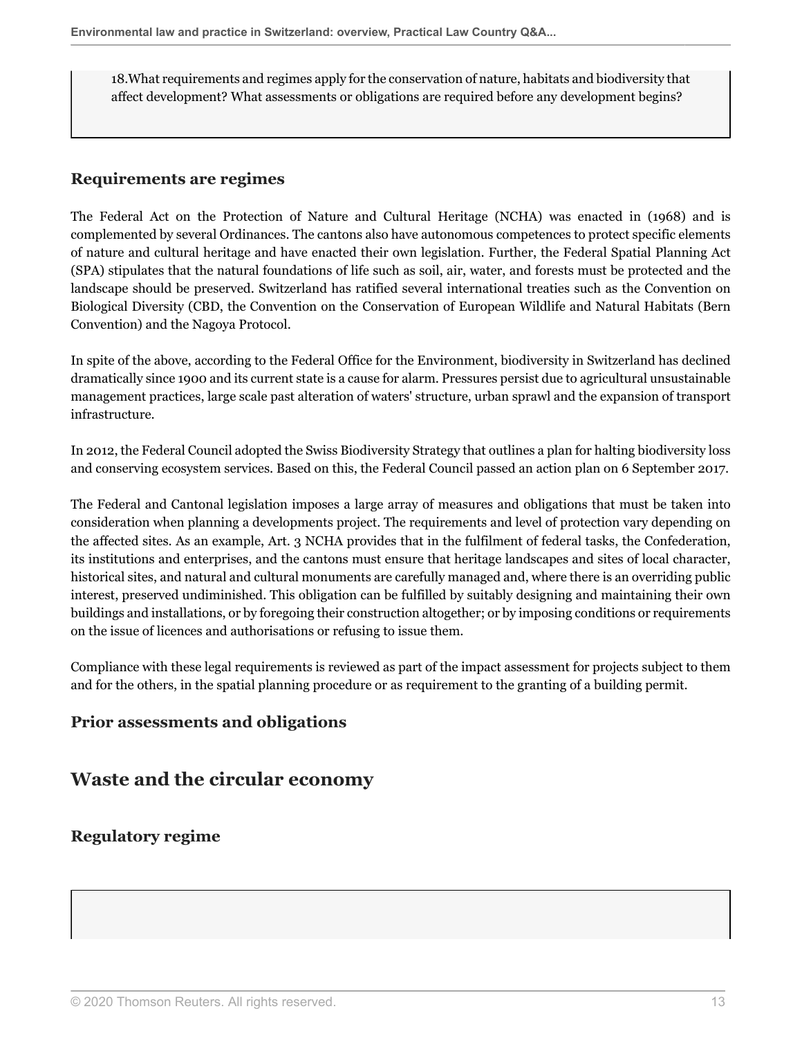18.What requirements and regimes apply for the conservation of nature, habitats and biodiversity that affect development? What assessments or obligations are required before any development begins?

### Requirements are regimes

The Federal Act on the Protection of Nature and Cultural Heritage (NCHA) was enacted in (1968) and is complemented by several Ordinances. The cantons also have autonomous competences to protect specific elements of nature and cultural heritage and have enacted their own legislation. Further, the Federal Spatial Planning Act (SPA) stipulates that the natural foundations of life such as soil, air, water, and forests must be protected and the landscape should be preserved. Switzerland has ratified several international treaties such as the Convention on Biological Diversity (CBD, the Convention on the Conservation of European Wildlife and Natural Habitats (Bern Convention) and the Nagoya Protocol.

In spite of the above, according to the Federal Office for the Environment, biodiversity in Switzerland has declined dramatically since 1900 and its current state is a cause for alarm. Pressures persist due to agricultural unsustainable management practices, large scale past alteration of waters' structure, urban sprawl and the expansion of transport infrastructure.

In 2012, the Federal Council adopted the Swiss Biodiversity Strategy that outlines a plan for halting biodiversity loss and conserving ecosystem services. Based on this, the Federal Council passed an action plan on 6 September 2017.

The Federal and Cantonal legislation imposes a large array of measures and obligations that must be taken into consideration when planning a developments project. The requirements and level of protection vary depending on the affected sites. As an example, Art. 3 NCHA provides that in the fulfilment of federal tasks, the Confederation, its institutions and enterprises, and the cantons must ensure that heritage landscapes and sites of local character, historical sites, and natural and cultural monuments are carefully managed and, where there is an overriding public interest, preserved undiminished. This obligation can be fulfilled by suitably designing and maintaining their own buildings and installations, or by foregoing their construction altogether; or by imposing conditions or requirements on the issue of licences and authorisations or refusing to issue them.

Compliance with these legal requirements is reviewed as part of the impact assessment for projects subject to them and for the others, in the spatial planning procedure or as requirement to the granting of a building permit.

### Prior assessments and obligations

## Waste and the circular economy

### Regulatory regime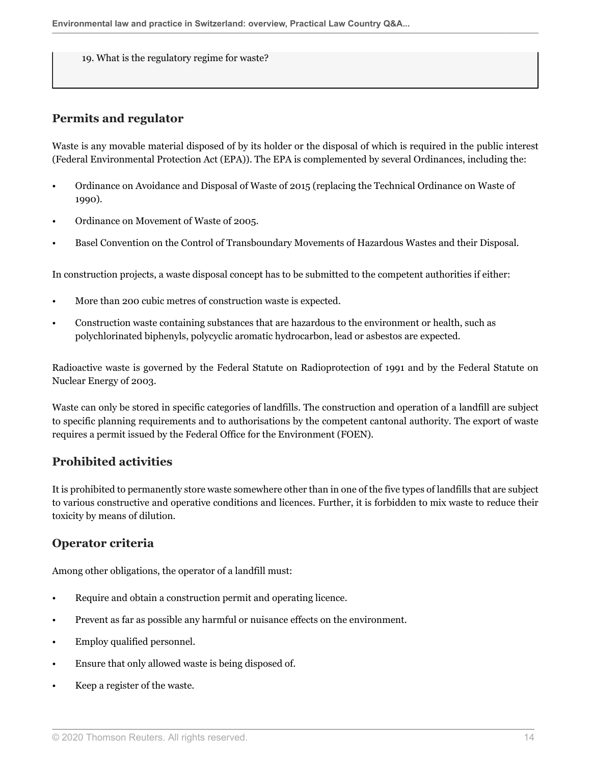19. What is the regulatory regime for waste?

## Permits and regulator

Waste is any movable material disposed of by its holder or the disposal of which is required in the public interest (Federal Environmental Protection Act (EPA)). The EPA is complemented by several Ordinances, including the:

- Ordinance on Avoidance and Disposal of Waste of 2015 (replacing the Technical Ordinance on Waste of 1990).
- Ordinance on Movement of Waste of 2005.
- Basel Convention on the Control of Transboundary Movements of Hazardous Wastes and their Disposal.

In construction projects, a waste disposal concept has to be submitted to the competent authorities if either:

- More than 200 cubic metres of construction waste is expected.
- Construction waste containing substances that are hazardous to the environment or health, such as polychlorinated biphenyls, polycyclic aromatic hydrocarbon, lead or asbestos are expected.

Radioactive waste is governed by the Federal Statute on Radioprotection of 1991 and by the Federal Statute on Nuclear Energy of 2003.

Waste can only be stored in specific categories of landfills. The construction and operation of a landfill are subject to specific planning requirements and to authorisations by the competent cantonal authority. The export of waste requires a permit issued by the Federal Office for the Environment (FOEN).

## Prohibited activities

It is prohibited to permanently store waste somewhere other than in one of the five types of landfills that are subject to various constructive and operative conditions and licences. Further, it is forbidden to mix waste to reduce their toxicity by means of dilution.

## Operator criteria

Among other obligations, the operator of a landfill must:

- Require and obtain a construction permit and operating licence.
- Prevent as far as possible any harmful or nuisance effects on the environment.
- Employ qualified personnel.
- Ensure that only allowed waste is being disposed of.
- Keep a register of the waste.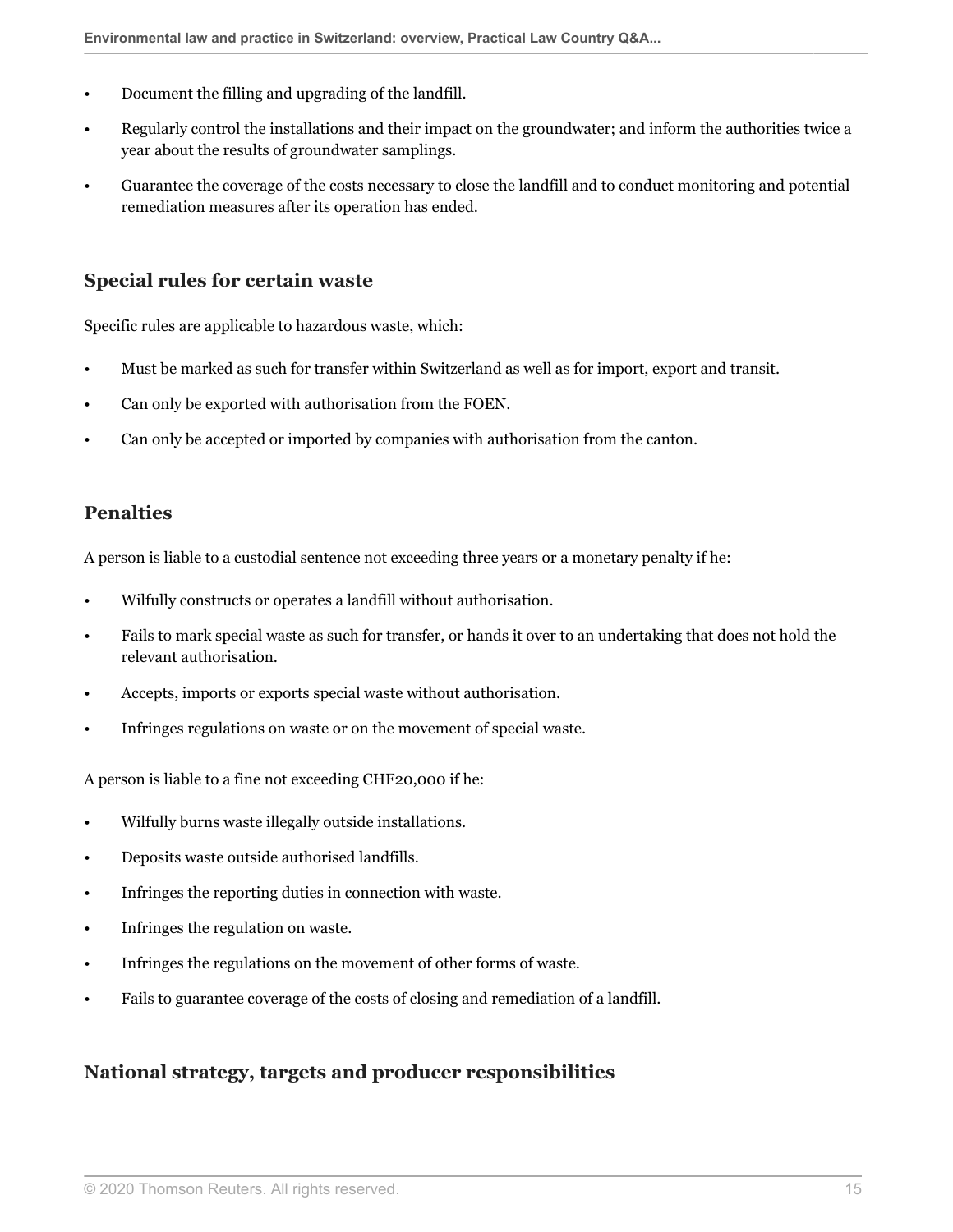- Document the filling and upgrading of the landfill.
- Regularly control the installations and their impact on the groundwater; and inform the authorities twice a year about the results of groundwater samplings.
- Guarantee the coverage of the costs necessary to close the landfill and to conduct monitoring and potential remediation measures after its operation has ended.

### Special rules for certain waste

Specific rules are applicable to hazardous waste, which:

- Must be marked as such for transfer within Switzerland as well as for import, export and transit.
- Can only be exported with authorisation from the FOEN.
- Can only be accepted or imported by companies with authorisation from the canton.

### Penalties

A person is liable to a custodial sentence not exceeding three years or a monetary penalty if he:

- Wilfully constructs or operates a landfill without authorisation.
- Fails to mark special waste as such for transfer, or hands it over to an undertaking that does not hold the relevant authorisation.
- Accepts, imports or exports special waste without authorisation.
- Infringes regulations on waste or on the movement of special waste.

A person is liable to a fine not exceeding CHF20,000 if he:

- Wilfully burns waste illegally outside installations.
- Deposits waste outside authorised landfills.
- Infringes the reporting duties in connection with waste.
- Infringes the regulation on waste.
- Infringes the regulations on the movement of other forms of waste.
- Fails to guarantee coverage of the costs of closing and remediation of a landfill.

### National strategy, targets and producer responsibilities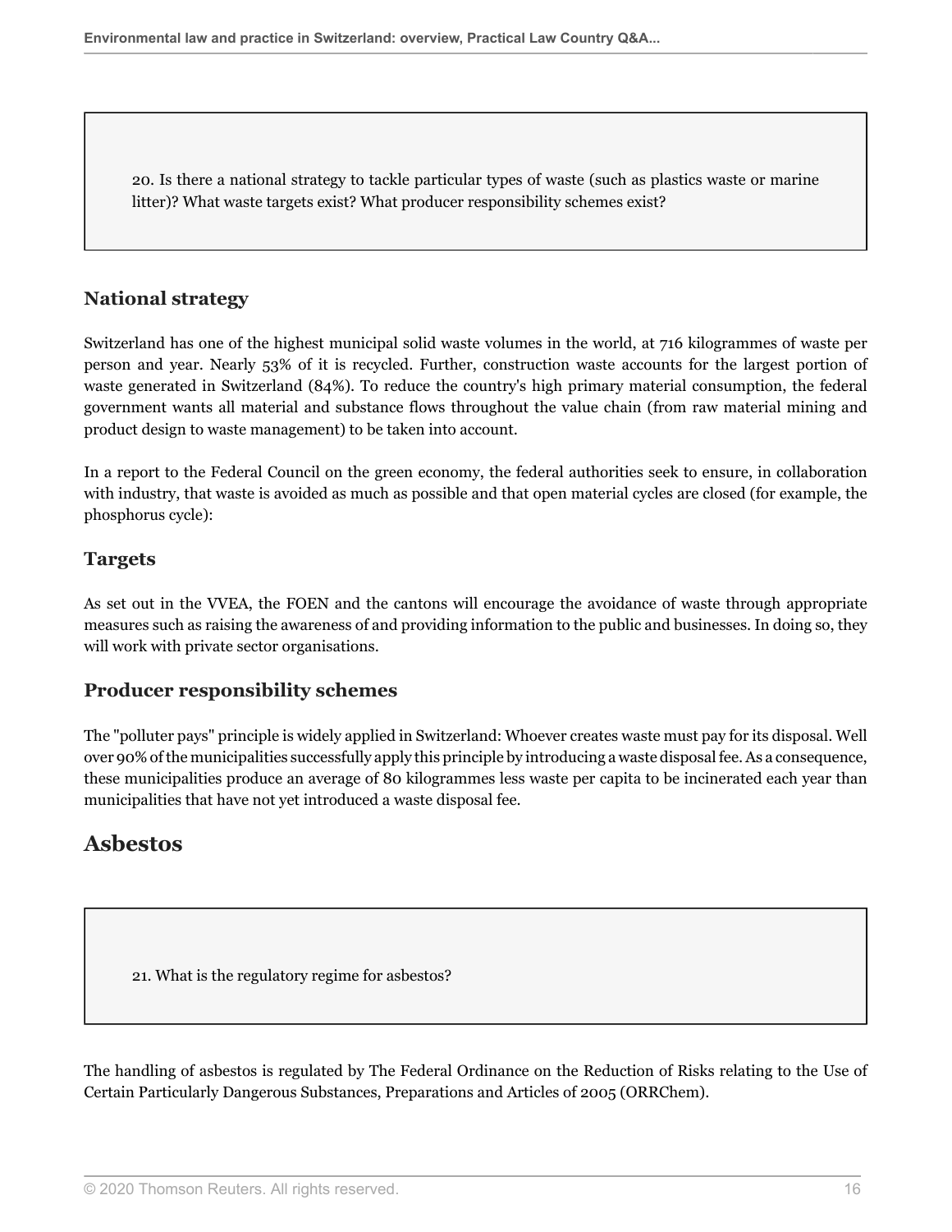20. Is there a national strategy to tackle particular types of waste (such as plastics waste or marine litter)? What waste targets exist? What producer responsibility schemes exist?

### National strategy

Switzerland has one of the highest municipal solid waste volumes in the world, at 716 kilogrammes of waste per person and year. Nearly 53% of it is recycled. Further, construction waste accounts for the largest portion of waste generated in Switzerland (84%). To reduce the country's high primary material consumption, the federal government wants all material and substance flows throughout the value chain (from raw material mining and product design to waste management) to be taken into account.

In a report to the Federal Council on the green economy, the federal authorities seek to ensure, in collaboration with industry, that waste is avoided as much as possible and that open material cycles are closed (for example, the phosphorus cycle):

### Targets

As set out in the VVEA, the FOEN and the cantons will encourage the avoidance of waste through appropriate measures such as raising the awareness of and providing information to the public and businesses. In doing so, they will work with private sector organisations.

### Producer responsibility schemes

The "polluter pays" principle is widely applied in Switzerland: Whoever creates waste must pay for its disposal. Well over 90% of the municipalities successfully apply this principle by introducing a waste disposal fee. As a consequence, these municipalities produce an average of 80 kilogrammes less waste per capita to be incinerated each year than municipalities that have not yet introduced a waste disposal fee.

## Asbestos

21. What is the regulatory regime for asbestos?

The handling of asbestos is regulated by The Federal Ordinance on the Reduction of Risks relating to the Use of Certain Particularly Dangerous Substances, Preparations and Articles of 2005 (ORRChem).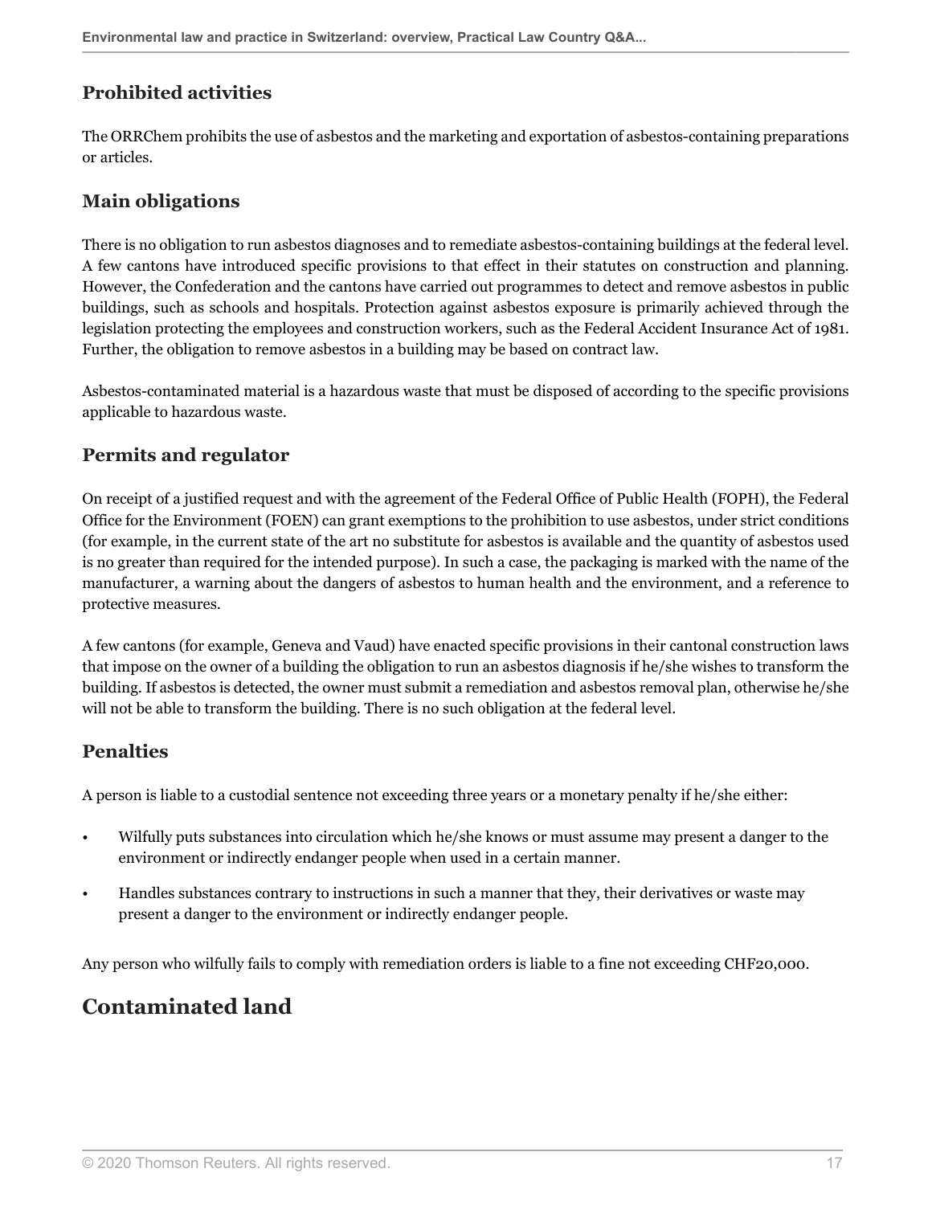### Prohibited activities

The ORRChem prohibits the use of asbestos and the marketing and exportation of asbestos-containing preparations or articles.

### Main obligations

There is no obligation to run asbestos diagnoses and to remediate asbestos-containing buildings at the federal level. A few cantons have introduced specific provisions to that effect in their statutes on construction and planning. However, the Confederation and the cantons have carried out programmes to detect and remove asbestos in public buildings, such as schools and hospitals. Protection against asbestos exposure is primarily achieved through the legislation protecting the employees and construction workers, such as the Federal Accident Insurance Act of 1981. Further, the obligation to remove asbestos in a building may be based on contract law.

Asbestos-contaminated material is a hazardous waste that must be disposed of according to the specific provisions applicable to hazardous waste.

### Permits and regulator

On receipt of a justified request and with the agreement of the Federal Office of Public Health (FOPH), the Federal Office for the Environment (FOEN) can grant exemptions to the prohibition to use asbestos, under strict conditions (for example, in the current state of the art no substitute for asbestos is available and the quantity of asbestos used is no greater than required for the intended purpose). In such a case, the packaging is marked with the name of the manufacturer, a warning about the dangers of asbestos to human health and the environment, and a reference to protective measures.

A few cantons (for example, Geneva and Vaud) have enacted specific provisions in their cantonal construction laws that impose on the owner of a building the obligation to run an asbestos diagnosis if he/she wishes to transform the building. If asbestos is detected, the owner must submit a remediation and asbestos removal plan, otherwise he/she will not be able to transform the building. There is no such obligation at the federal level.

### Penalties

A person is liable to a custodial sentence not exceeding three years or a monetary penalty if he/she either:

- Wilfully puts substances into circulation which he/she knows or must assume may present a danger to the environment or indirectly endanger people when used in a certain manner.
- Handles substances contrary to instructions in such a manner that they, their derivatives or waste may present a danger to the environment or indirectly endanger people.

Any person who wilfully fails to comply with remediation orders is liable to a fine not exceeding CHF20,000.

## Contaminated land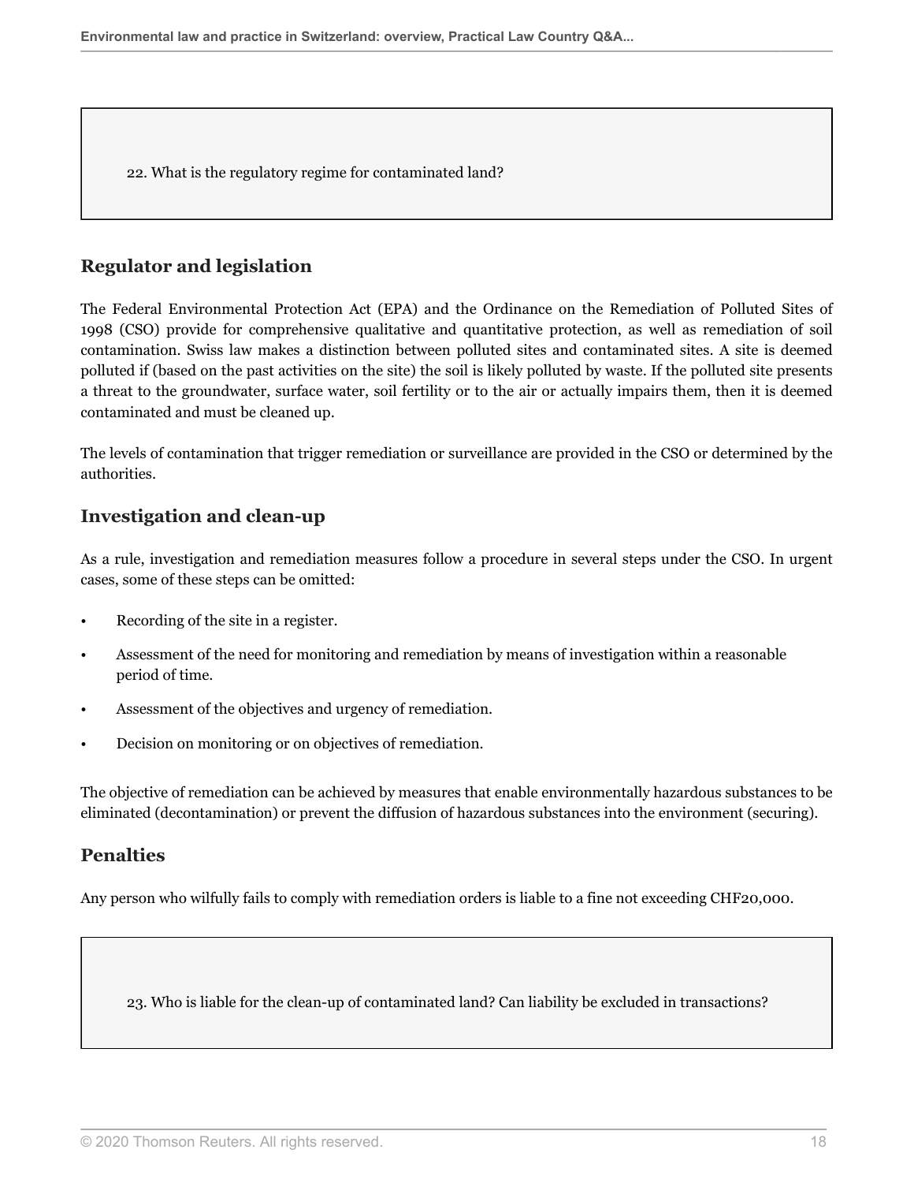22. What is the regulatory regime for contaminated land?

## Regulator and legislation

The Federal Environmental Protection Act (EPA) and the Ordinance on the Remediation of Polluted Sites of 1998 (CSO) provide for comprehensive qualitative and quantitative protection, as well as remediation of soil contamination. Swiss law makes a distinction between polluted sites and contaminated sites. A site is deemed polluted if (based on the past activities on the site) the soil is likely polluted by waste. If the polluted site presents a threat to the groundwater, surface water, soil fertility or to the air or actually impairs them, then it is deemed contaminated and must be cleaned up.

The levels of contamination that trigger remediation or surveillance are provided in the CSO or determined by the authorities.

## Investigation and clean-up

As a rule, investigation and remediation measures follow a procedure in several steps under the CSO. In urgent cases, some of these steps can be omitted:

- Recording of the site in a register.
- Assessment of the need for monitoring and remediation by means of investigation within a reasonable period of time.
- Assessment of the objectives and urgency of remediation.
- Decision on monitoring or on objectives of remediation.

The objective of remediation can be achieved by measures that enable environmentally hazardous substances to be eliminated (decontamination) or prevent the diffusion of hazardous substances into the environment (securing).

## Penalties

Any person who wilfully fails to comply with remediation orders is liable to a fine not exceeding CHF20,000.

23. Who is liable for the clean-up of contaminated land? Can liability be excluded in transactions?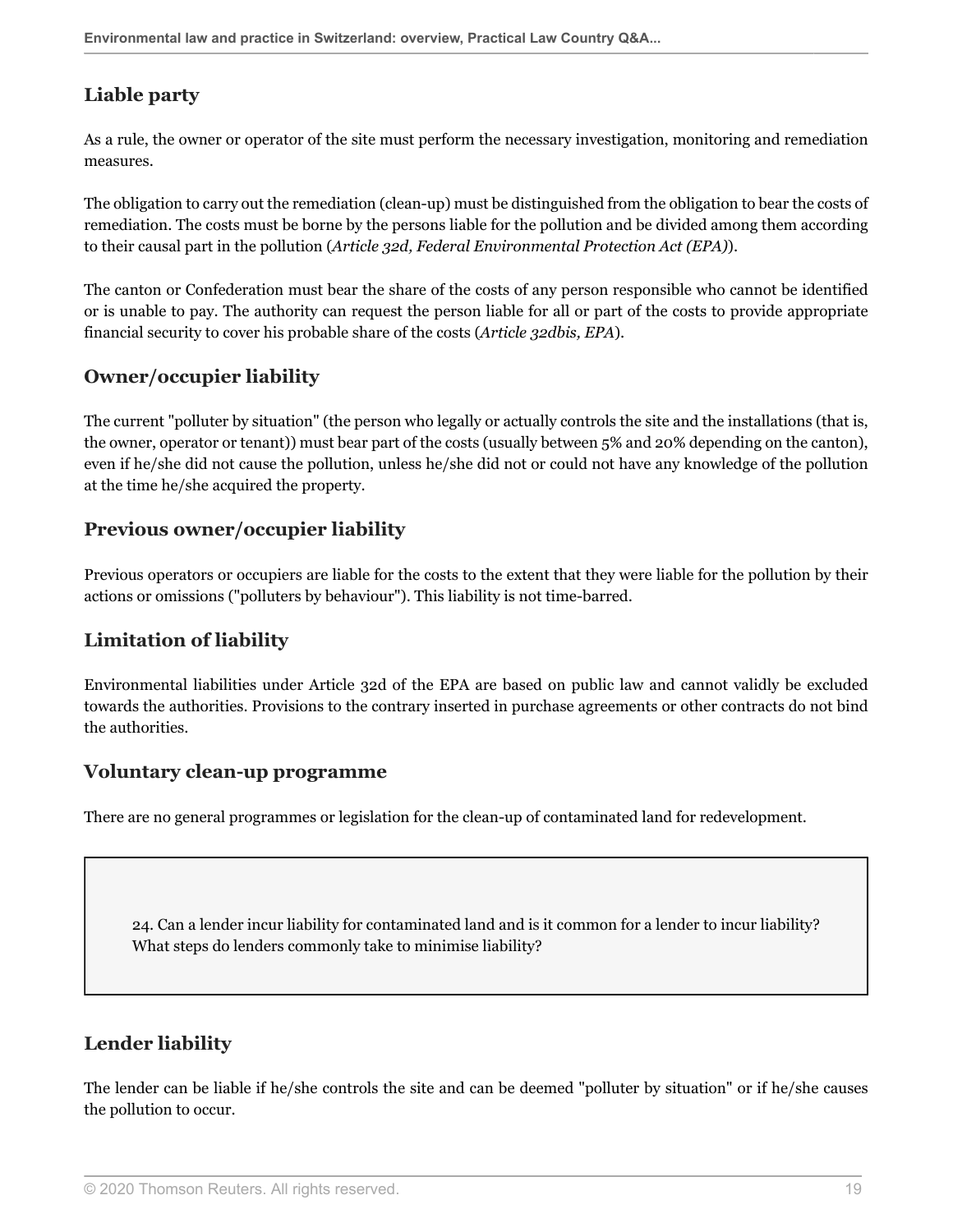### Liable party

As a rule, the owner or operator of the site must perform the necessary investigation, monitoring and remediation measures.

The obligation to carry out the remediation (clean-up) must be distinguished from the obligation to bear the costs of remediation. The costs must be borne by the persons liable for the pollution and be divided among them according to their causal part in the pollution (*Article 32d, Federal Environmental Protection Act (EPA)*).

The canton or Confederation must bear the share of the costs of any person responsible who cannot be identified or is unable to pay. The authority can request the person liable for all or part of the costs to provide appropriate financial security to cover his probable share of the costs (*Article 32dbis, EPA*).

### Owner/occupier liability

The current "polluter by situation" (the person who legally or actually controls the site and the installations (that is, the owner, operator or tenant)) must bear part of the costs (usually between 5% and 20% depending on the canton), even if he/she did not cause the pollution, unless he/she did not or could not have any knowledge of the pollution at the time he/she acquired the property.

### Previous owner/occupier liability

Previous operators or occupiers are liable for the costs to the extent that they were liable for the pollution by their actions or omissions ("polluters by behaviour"). This liability is not time-barred.

### Limitation of liability

Environmental liabilities under Article 32d of the EPA are based on public law and cannot validly be excluded towards the authorities. Provisions to the contrary inserted in purchase agreements or other contracts do not bind the authorities.

### Voluntary clean-up programme

There are no general programmes or legislation for the clean-up of contaminated land for redevelopment.

> 24. Can a lender incur liability for contaminated land and is it common for a lender to incur liability? What steps do lenders commonly take to minimise liability?

### Lender liability

The lender can be liable if he/she controls the site and can be deemed "polluter by situation" or if he/she causes the pollution to occur.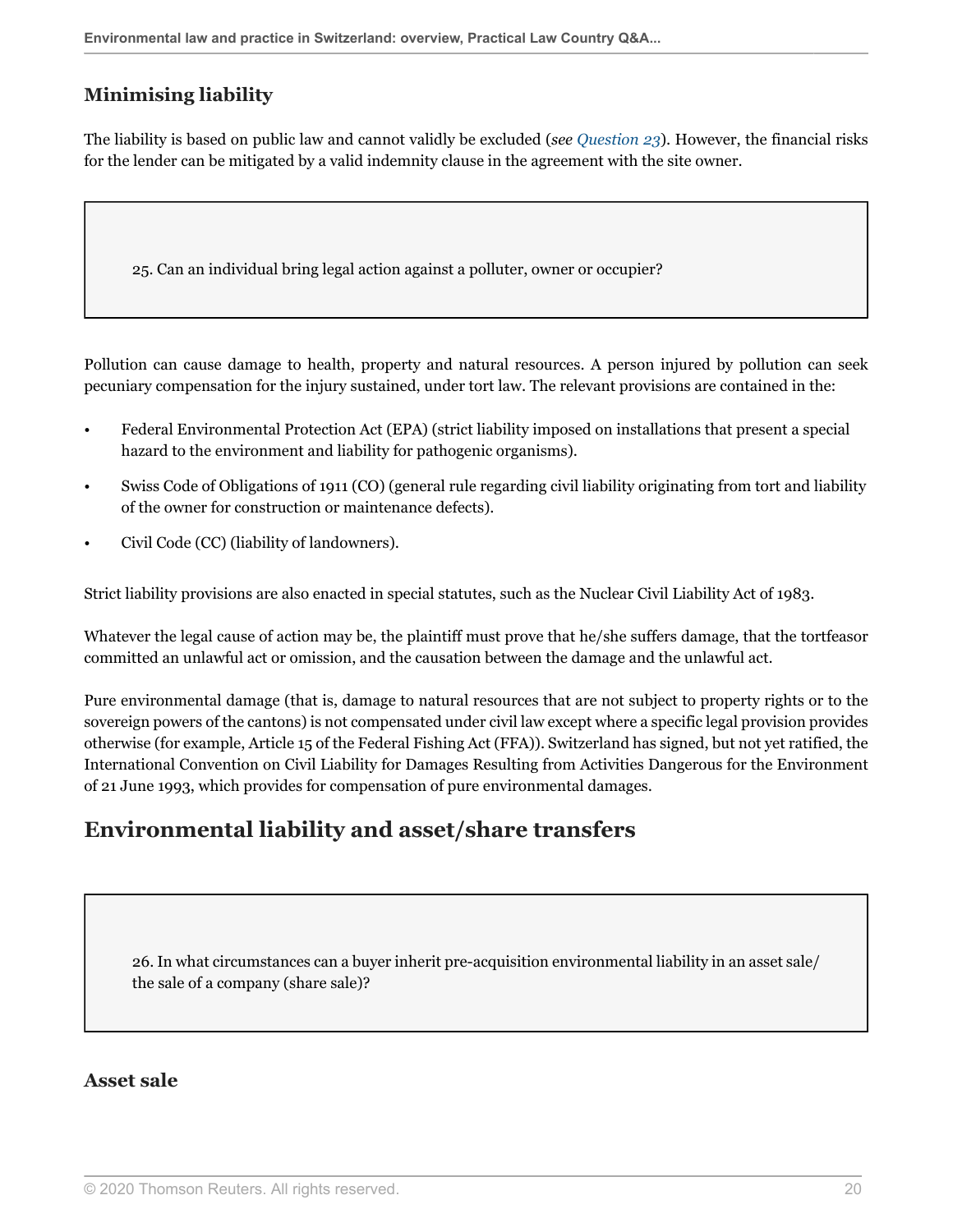### Minimising liability

The liability is based on public law and cannot validly be excluded (*see Question 23*). However, the financial risks for the lender can be mitigated by a valid indemnity clause in the agreement with the site owner.

25. Can an individual bring legal action against a polluter, owner or occupier?

Pollution can cause damage to health, property and natural resources. A person injured by pollution can seek pecuniary compensation for the injury sustained, under tort law. The relevant provisions are contained in the:

- Federal Environmental Protection Act (EPA) (strict liability imposed on installations that present a special hazard to the environment and liability for pathogenic organisms).
- Swiss Code of Obligations of 1911 (CO) (general rule regarding civil liability originating from tort and liability of the owner for construction or maintenance defects).
- Civil Code (CC) (liability of landowners).

Strict liability provisions are also enacted in special statutes, such as the Nuclear Civil Liability Act of 1983.

Whatever the legal cause of action may be, the plaintiff must prove that he/she suffers damage, that the tortfeasor committed an unlawful act or omission, and the causation between the damage and the unlawful act.

Pure environmental damage (that is, damage to natural resources that are not subject to property rights or to the sovereign powers of the cantons) is not compensated under civil law except where a specific legal provision provides otherwise (for example, Article 15 of the Federal Fishing Act (FFA)). Switzerland has signed, but not yet ratified, the International Convention on Civil Liability for Damages Resulting from Activities Dangerous for the Environment of 21 June 1993, which provides for compensation of pure environmental damages.

## Environmental liability and asset/share transfers

26. In what circumstances can a buyer inherit pre-acquisition environmental liability in an asset sale/ the sale of a company (share sale)?

### Asset sale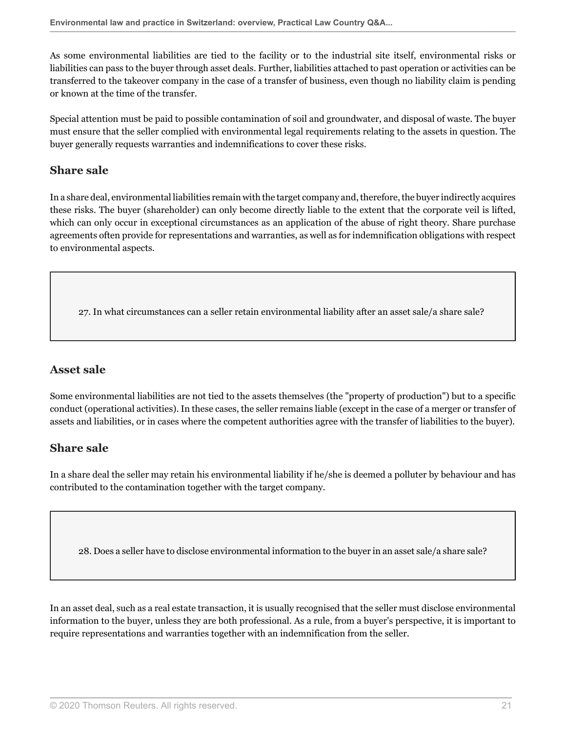As some environmental liabilities are tied to the facility or to the industrial site itself, environmental risks or liabilities can pass to the buyer through asset deals. Further, liabilities attached to past operation or activities can be transferred to the takeover company in the case of a transfer of business, even though no liability claim is pending or known at the time of the transfer.

Special attention must be paid to possible contamination of soil and groundwater, and disposal of waste. The buyer must ensure that the seller complied with environmental legal requirements relating to the assets in question. The buyer generally requests warranties and indemnifications to cover these risks.

### Share sale

In a share deal, environmental liabilities remain with the target company and, therefore, the buyer indirectly acquires these risks. The buyer (shareholder) can only become directly liable to the extent that the corporate veil is lifted, which can only occur in exceptional circumstances as an application of the abuse of right theory. Share purchase agreements often provide for representations and warranties, as well as for indemnification obligations with respect to environmental aspects.

> 27. In what circumstances can a seller retain environmental liability after an asset sale/a share sale?

### Asset sale

Some environmental liabilities are not tied to the assets themselves (the "property of production") but to a specific conduct (operational activities). In these cases, the seller remains liable (except in the case of a merger or transfer of assets and liabilities, or in cases where the competent authorities agree with the transfer of liabilities to the buyer).

### Share sale

In a share deal the seller may retain his environmental liability if he/she is deemed a polluter by behaviour and has contributed to the contamination together with the target company.

> 28. Does a seller have to disclose environmental information to the buyer in an asset sale/a share sale?

In an asset deal, such as a real estate transaction, it is usually recognised that the seller must disclose environmental information to the buyer, unless they are both professional. As a rule, from a buyer's perspective, it is important to require representations and warranties together with an indemnification from the seller.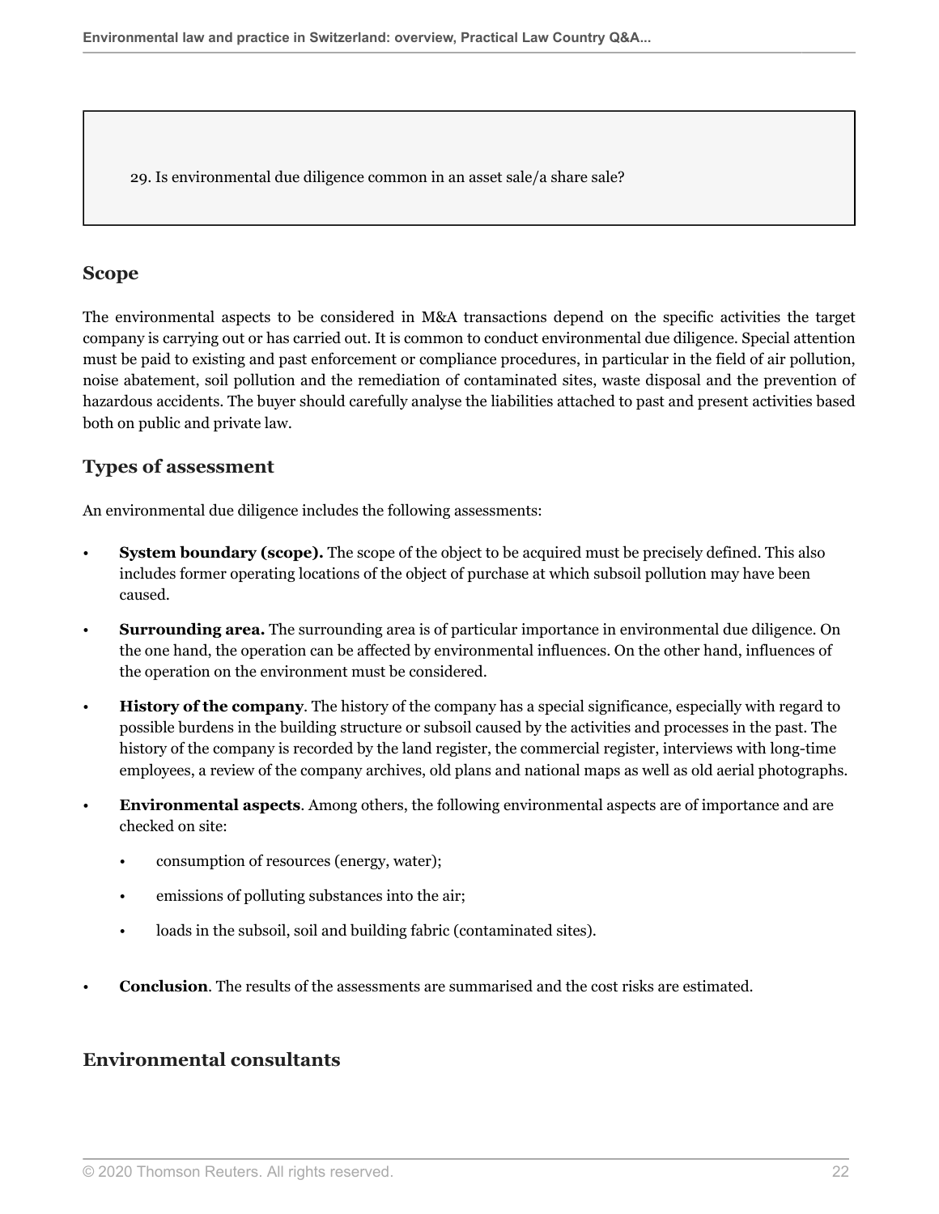29. Is environmental due diligence common in an asset sale/a share sale?

## Scope

The environmental aspects to be considered in M&A transactions depend on the specific activities the target company is carrying out or has carried out. It is common to conduct environmental due diligence. Special attention must be paid to existing and past enforcement or compliance procedures, in particular in the field of air pollution, noise abatement, soil pollution and the remediation of contaminated sites, waste disposal and the prevention of hazardous accidents. The buyer should carefully analyse the liabilities attached to past and present activities based both on public and private law.

## Types of assessment

An environmental due diligence includes the following assessments:

- **System boundary (scope).** The scope of the object to be acquired must be precisely defined. This also includes former operating locations of the object of purchase at which subsoil pollution may have been caused.
- **Surrounding area.** The surrounding area is of particular importance in environmental due diligence. On the one hand, the operation can be affected by environmental influences. On the other hand, influences of the operation on the environment must be considered.
- **History of the company**. The history of the company has a special significance, especially with regard to possible burdens in the building structure or subsoil caused by the activities and processes in the past. The history of the company is recorded by the land register, the commercial register, interviews with long-time employees, a review of the company archives, old plans and national maps as well as old aerial photographs.
- **Environmental aspects**. Among others, the following environmental aspects are of importance and are checked on site:
  - consumption of resources (energy, water);
  - emissions of polluting substances into the air;
  - loads in the subsoil, soil and building fabric (contaminated sites).
- **Conclusion**. The results of the assessments are summarised and the cost risks are estimated.

## Environmental consultants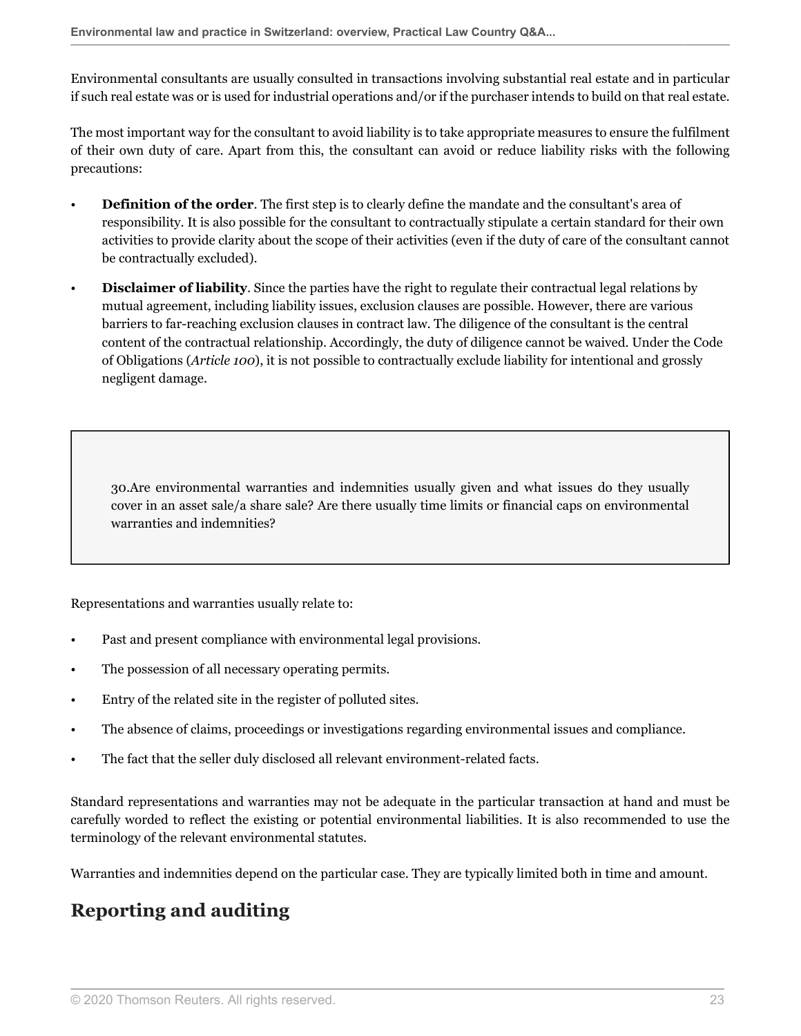Environmental consultants are usually consulted in transactions involving substantial real estate and in particular if such real estate was or is used for industrial operations and/or if the purchaser intends to build on that real estate.

The most important way for the consultant to avoid liability is to take appropriate measures to ensure the fulfilment of their own duty of care. Apart from this, the consultant can avoid or reduce liability risks with the following precautions:

- **Definition of the order**. The first step is to clearly define the mandate and the consultant's area of responsibility. It is also possible for the consultant to contractually stipulate a certain standard for their own activities to provide clarity about the scope of their activities (even if the duty of care of the consultant cannot be contractually excluded).
- **Disclaimer of liability**. Since the parties have the right to regulate their contractual legal relations by mutual agreement, including liability issues, exclusion clauses are possible. However, there are various barriers to far-reaching exclusion clauses in contract law. The diligence of the consultant is the central content of the contractual relationship. Accordingly, the duty of diligence cannot be waived. Under the Code of Obligations (*Article 100*), it is not possible to contractually exclude liability for intentional and grossly negligent damage.

> 30.Are environmental warranties and indemnities usually given and what issues do they usually cover in an asset sale/a share sale? Are there usually time limits or financial caps on environmental warranties and indemnities?

Representations and warranties usually relate to:

- Past and present compliance with environmental legal provisions.
- The possession of all necessary operating permits.
- Entry of the related site in the register of polluted sites.
- The absence of claims, proceedings or investigations regarding environmental issues and compliance.
- The fact that the seller duly disclosed all relevant environment-related facts.

Standard representations and warranties may not be adequate in the particular transaction at hand and must be carefully worded to reflect the existing or potential environmental liabilities. It is also recommended to use the terminology of the relevant environmental statutes.

Warranties and indemnities depend on the particular case. They are typically limited both in time and amount.

## Reporting and auditing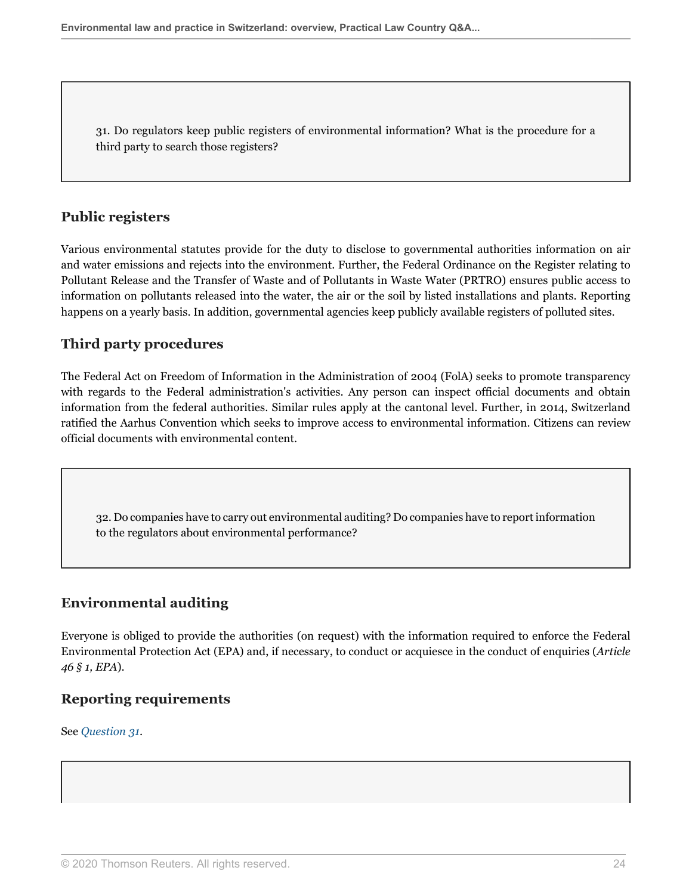31. Do regulators keep public registers of environmental information? What is the procedure for a third party to search those registers?

### Public registers

Various environmental statutes provide for the duty to disclose to governmental authorities information on air and water emissions and rejects into the environment. Further, the Federal Ordinance on the Register relating to Pollutant Release and the Transfer of Waste and of Pollutants in Waste Water (PRTRO) ensures public access to information on pollutants released into the water, the air or the soil by listed installations and plants. Reporting happens on a yearly basis. In addition, governmental agencies keep publicly available registers of polluted sites.

### Third party procedures

The Federal Act on Freedom of Information in the Administration of 2004 (FolA) seeks to promote transparency with regards to the Federal administration's activities. Any person can inspect official documents and obtain information from the federal authorities. Similar rules apply at the cantonal level. Further, in 2014, Switzerland ratified the Aarhus Convention which seeks to improve access to environmental information. Citizens can review official documents with environmental content.

32. Do companies have to carry out environmental auditing? Do companies have to report information to the regulators about environmental performance?

### Environmental auditing

Everyone is obliged to provide the authorities (on request) with the information required to enforce the Federal Environmental Protection Act (EPA) and, if necessary, to conduct or acquiesce in the conduct of enquiries (*Article 46 § 1, EPA*).

### Reporting requirements

See *Question 31*.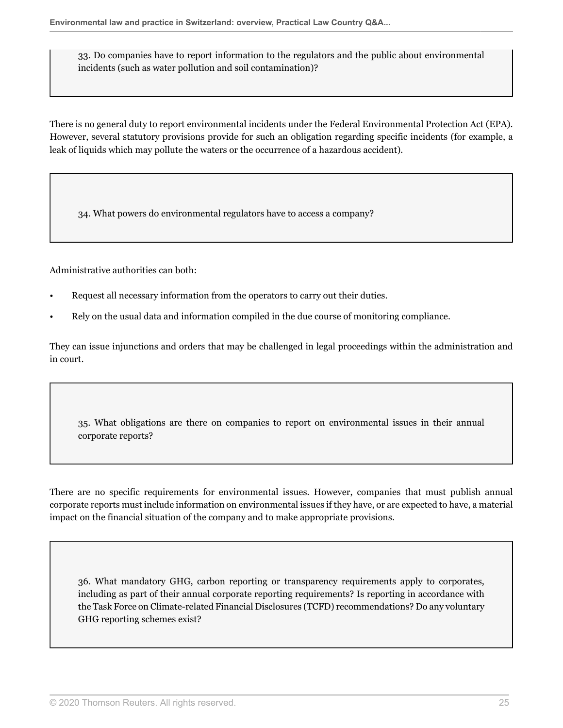**33. Do companies have to report information to the regulators and the public about environmental incidents (such as water pollution and soil contamination)?**

There is no general duty to report environmental incidents under the Federal Environmental Protection Act (EPA). However, several statutory provisions provide for such an obligation regarding specific incidents (for example, a leak of liquids which may pollute the waters or the occurrence of a hazardous accident).

**34. What powers do environmental regulators have to access a company?**

Administrative authorities can both:

- Request all necessary information from the operators to carry out their duties.
- Rely on the usual data and information compiled in the due course of monitoring compliance.

They can issue injunctions and orders that may be challenged in legal proceedings within the administration and in court.

**35. What obligations are there on companies to report on environmental issues in their annual corporate reports?**

There are no specific requirements for environmental issues. However, companies that must publish annual corporate reports must include information on environmental issues if they have, or are expected to have, a material impact on the financial situation of the company and to make appropriate provisions.

**36. What mandatory GHG, carbon reporting or transparency requirements apply to corporates, including as part of their annual corporate reporting requirements? Is reporting in accordance with the Task Force on Climate-related Financial Disclosures (TCFD) recommendations? Do any voluntary GHG reporting schemes exist?**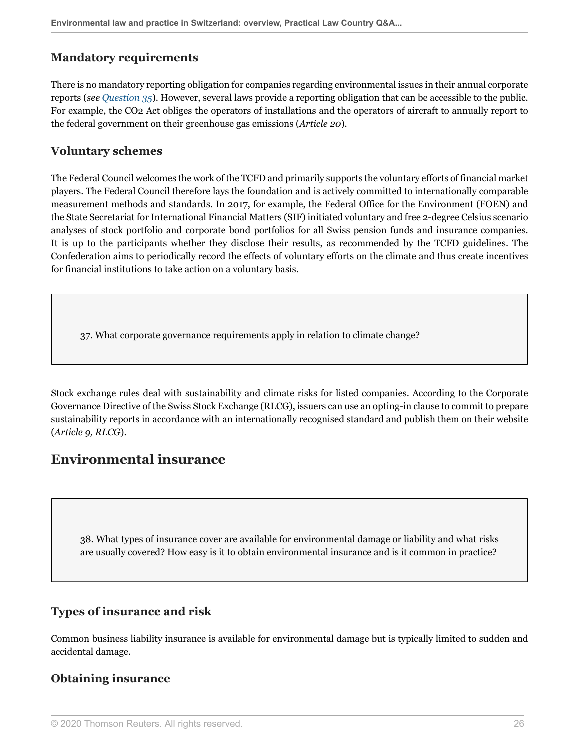### Mandatory requirements

There is no mandatory reporting obligation for companies regarding environmental issues in their annual corporate reports (*see Question 35*). However, several laws provide a reporting obligation that can be accessible to the public. For example, the CO2 Act obliges the operators of installations and the operators of aircraft to annually report to the federal government on their greenhouse gas emissions (*Article 20*).

### Voluntary schemes

The Federal Council welcomes the work of the TCFD and primarily supports the voluntary efforts of financial market players. The Federal Council therefore lays the foundation and is actively committed to internationally comparable measurement methods and standards. In 2017, for example, the Federal Office for the Environment (FOEN) and the State Secretariat for International Financial Matters (SIF) initiated voluntary and free 2-degree Celsius scenario analyses of stock portfolio and corporate bond portfolios for all Swiss pension funds and insurance companies. It is up to the participants whether they disclose their results, as recommended by the TCFD guidelines. The Confederation aims to periodically record the effects of voluntary efforts on the climate and thus create incentives for financial institutions to take action on a voluntary basis.

37. What corporate governance requirements apply in relation to climate change?

Stock exchange rules deal with sustainability and climate risks for listed companies. According to the Corporate Governance Directive of the Swiss Stock Exchange (RLCG), issuers can use an opting-in clause to commit to prepare sustainability reports in accordance with an internationally recognised standard and publish them on their website (*Article 9, RLCG*).

## Environmental insurance

38. What types of insurance cover are available for environmental damage or liability and what risks are usually covered? How easy is it to obtain environmental insurance and is it common in practice?

### Types of insurance and risk

Common business liability insurance is available for environmental damage but is typically limited to sudden and accidental damage.

### Obtaining insurance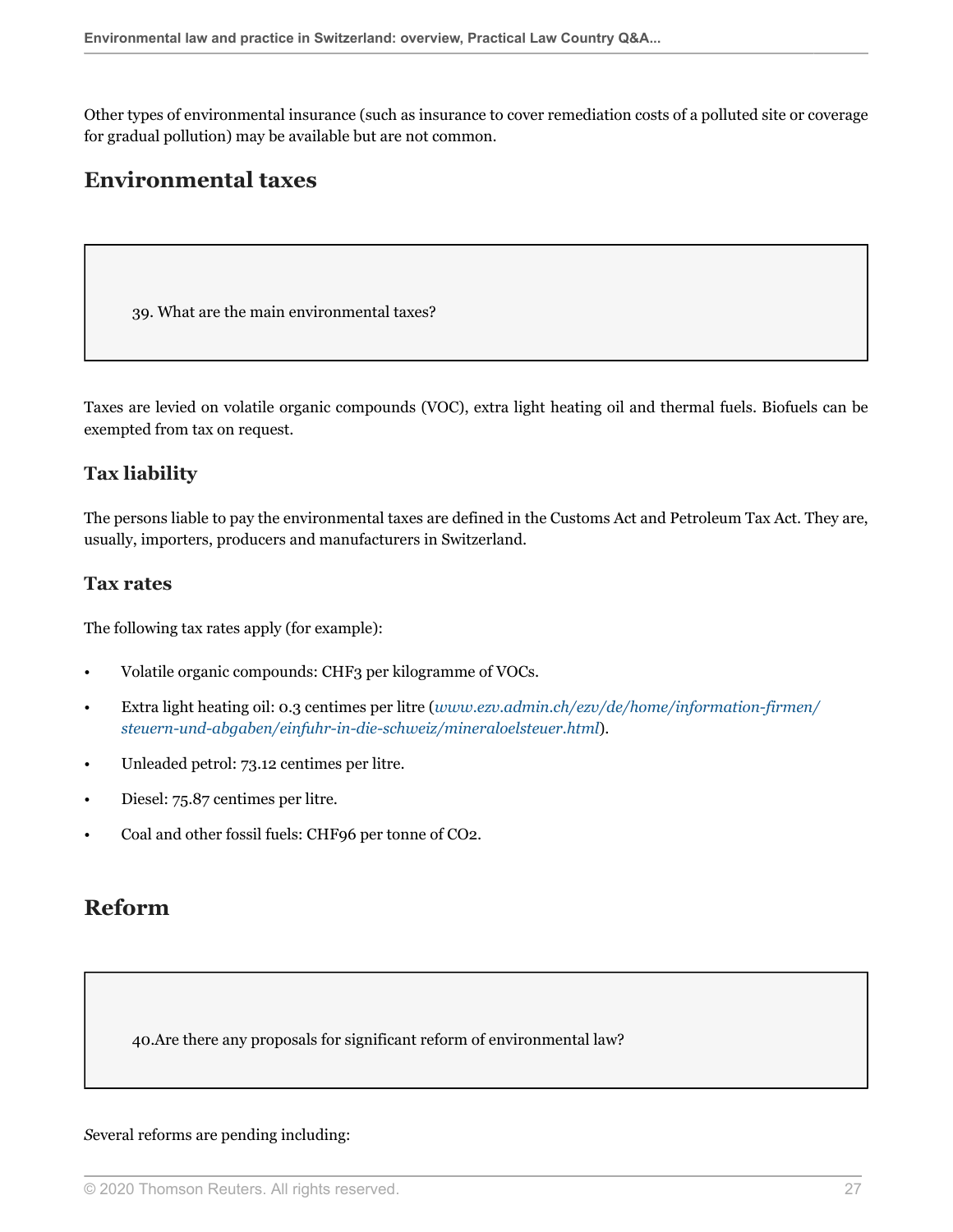Other types of environmental insurance (such as insurance to cover remediation costs of a polluted site or coverage for gradual pollution) may be available but are not common.

## Environmental taxes

> 39. What are the main environmental taxes?

Taxes are levied on volatile organic compounds (VOC), extra light heating oil and thermal fuels. Biofuels can be exempted from tax on request.

### Tax liability

The persons liable to pay the environmental taxes are defined in the Customs Act and Petroleum Tax Act. They are, usually, importers, producers and manufacturers in Switzerland.

### Tax rates

The following tax rates apply (for example):

- Volatile organic compounds: CHF3 per kilogramme of VOCs.
- Extra light heating oil: 0.3 centimes per litre (*www.ezv.admin.ch/ezv/de/home/information-firmen/steuern-und-abgaben/einfuhr-in-die-schweiz/mineraloelsteuer.html*).
- Unleaded petrol: 73.12 centimes per litre.
- Diesel: 75.87 centimes per litre.
- Coal and other fossil fuels: CHF96 per tonne of $CO_2$.

## Reform

> 40.Are there any proposals for significant reform of environmental law?

*S*everal reforms are pending including: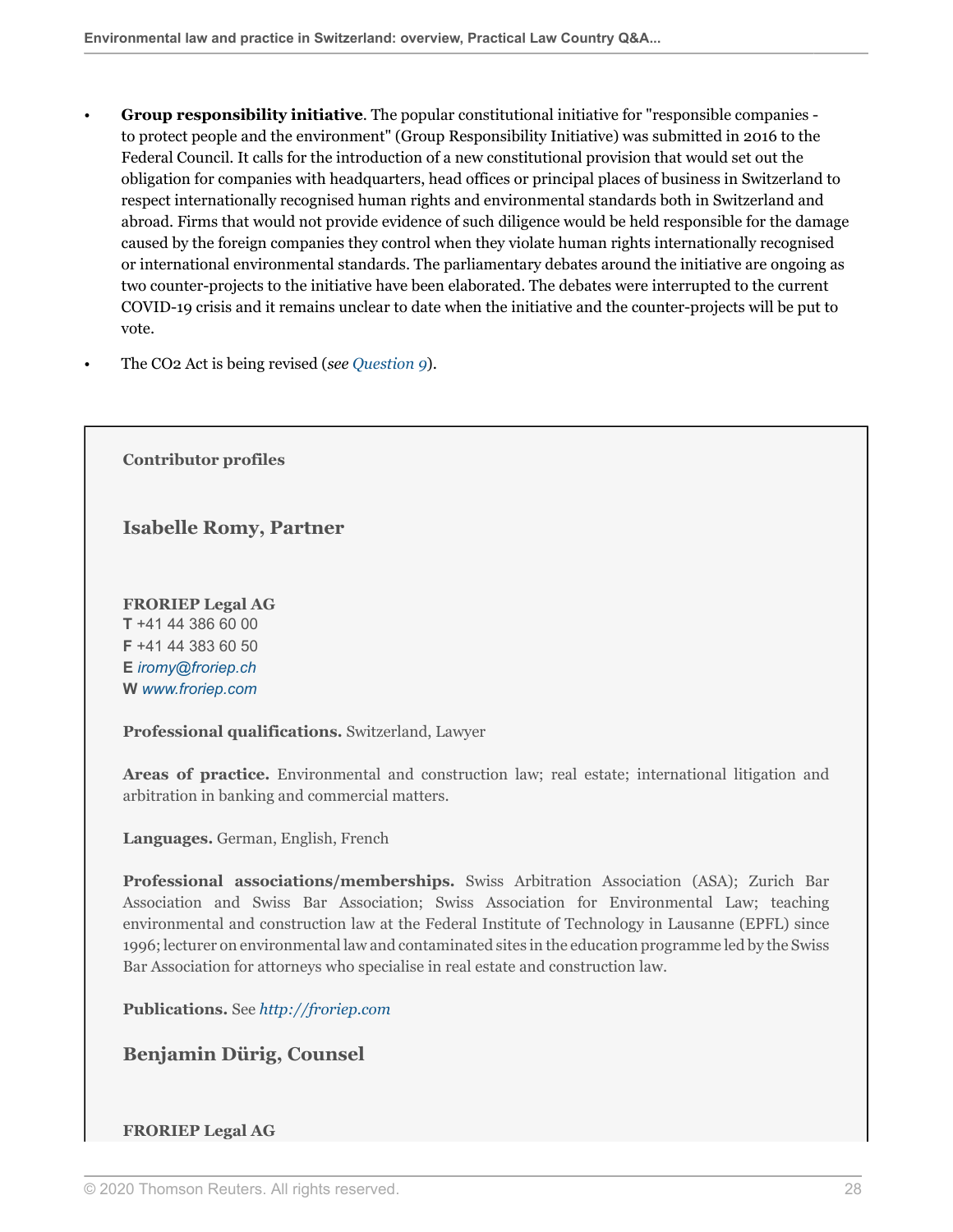- **Group responsibility initiative**. The popular constitutional initiative for "responsible companies - to protect people and the environment" (Group Responsibility Initiative) was submitted in 2016 to the Federal Council. It calls for the introduction of a new constitutional provision that would set out the obligation for companies with headquarters, head offices or principal places of business in Switzerland to respect internationally recognised human rights and environmental standards both in Switzerland and abroad. Firms that would not provide evidence of such diligence would be held responsible for the damage caused by the foreign companies they control when they violate human rights internationally recognised or international environmental standards. The parliamentary debates around the initiative are ongoing as two counter-projects to the initiative have been elaborated. The debates were interrupted to the current COVID-19 crisis and it remains unclear to date when the initiative and the counter-projects will be put to vote.
- The CO2 Act is being revised (*see Question 9*).

**Contributor profiles**

### Isabelle Romy, Partner

**FRORIEP Legal AG**
**T** +41 44 386 60 00
**F** +41 44 383 60 50
**E** *iromy@froriep.ch*
**W** *www.froriep.com*

**Professional qualifications.** Switzerland, Lawyer

**Areas of practice.** Environmental and construction law; real estate; international litigation and arbitration in banking and commercial matters.

**Languages.** German, English, French

**Professional associations/memberships.** Swiss Arbitration Association (ASA); Zurich Bar Association and Swiss Bar Association; Swiss Association for Environmental Law; teaching environmental and construction law at the Federal Institute of Technology in Lausanne (EPFL) since 1996; lecturer on environmental law and contaminated sites in the education programme led by the Swiss Bar Association for attorneys who specialise in real estate and construction law.

**Publications.** See *http://froriep.com*

### Benjamin Dürig, Counsel

**FRORIEP Legal AG**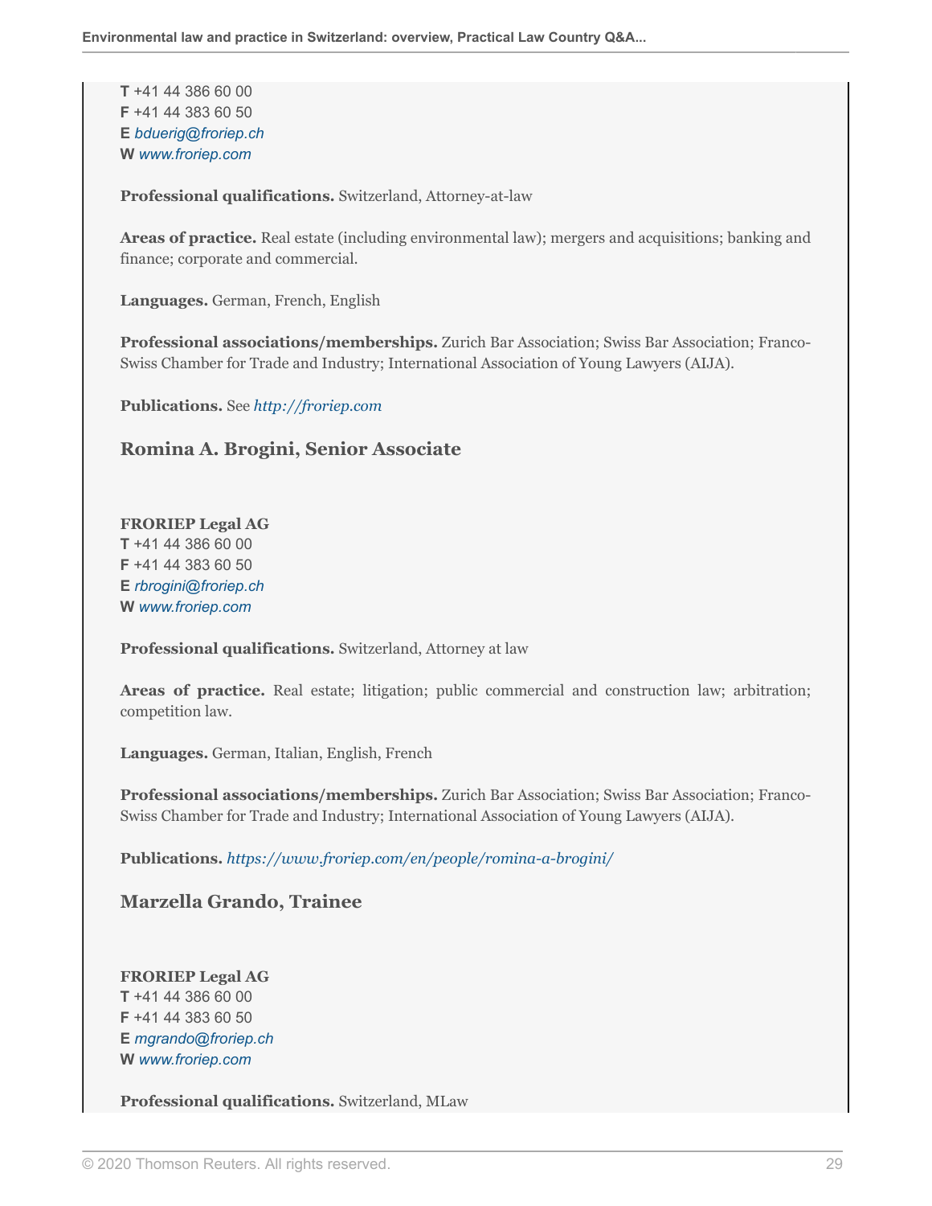**T** +41 44 386 60 00
**F** +41 44 383 60 50
**E** *bduerig@froriep.ch*
**W** *www.froriep.com*

**Professional qualifications.** Switzerland, Attorney-at-law

**Areas of practice.** Real estate (including environmental law); mergers and acquisitions; banking and finance; corporate and commercial.

**Languages.** German, French, English

**Professional associations/memberships.** Zurich Bar Association; Swiss Bar Association; Franco-Swiss Chamber for Trade and Industry; International Association of Young Lawyers (AIJA).

**Publications.** See *http://froriep.com*

### Romina A. Brogini, Senior Associate

**FRORIEP Legal AG**
**T** +41 44 386 60 00
**F** +41 44 383 60 50
**E** *rbrogini@froriep.ch*
**W** *www.froriep.com*

**Professional qualifications.** Switzerland, Attorney at law

**Areas of practice.** Real estate; litigation; public commercial and construction law; arbitration; competition law.

**Languages.** German, Italian, English, French

**Professional associations/memberships.** Zurich Bar Association; Swiss Bar Association; Franco-Swiss Chamber for Trade and Industry; International Association of Young Lawyers (AIJA).

**Publications.** *https://www.froriep.com/en/people/romina-a-brogini/*

### Marzella Grando, Trainee

**FRORIEP Legal AG**
**T** +41 44 386 60 00
**F** +41 44 383 60 50
**E** *mgrando@froriep.ch*
**W** *www.froriep.com*

**Professional qualifications.** Switzerland, MLaw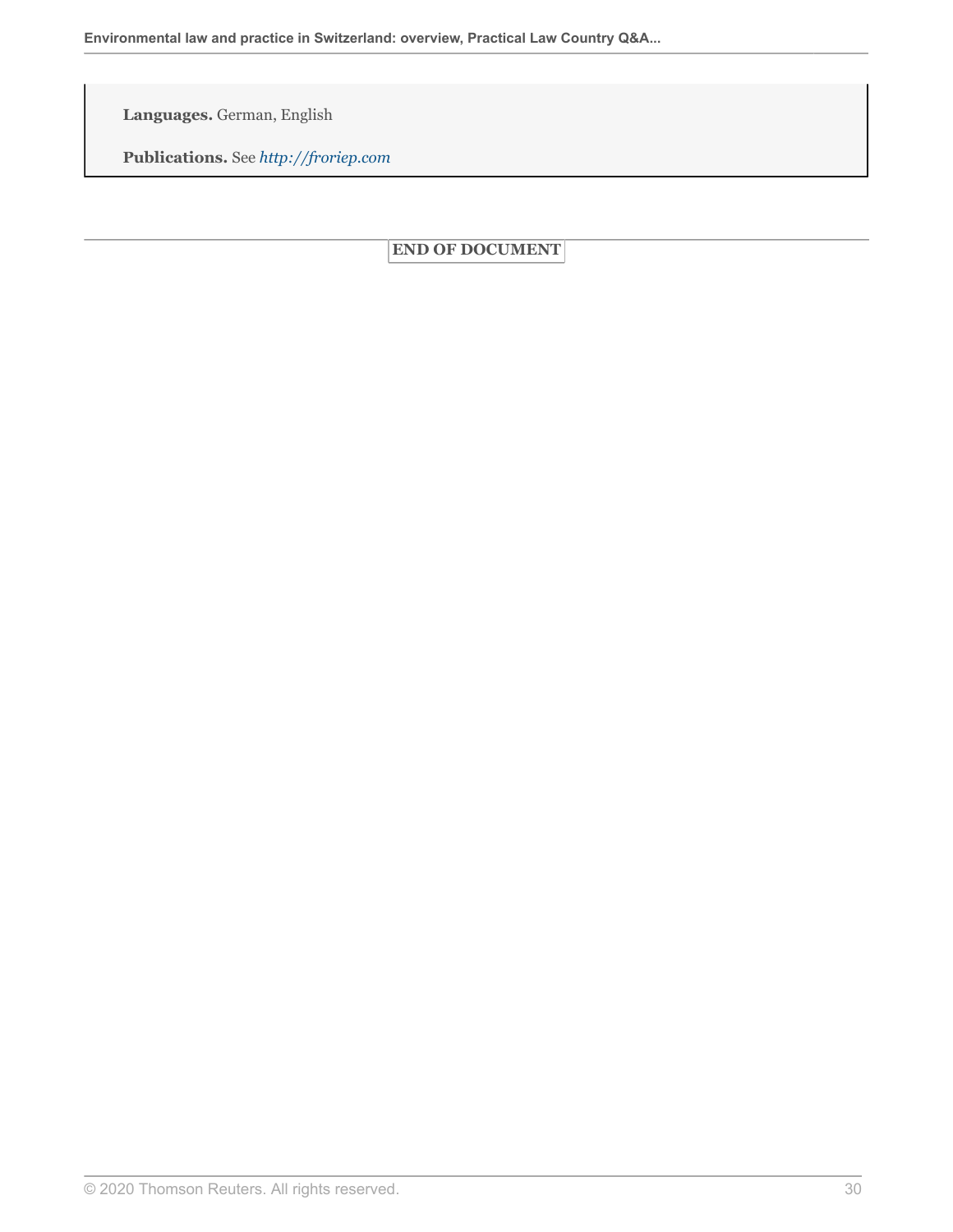**Languages.** German, English

**Publications.** See *http://froriep.com*

---

**END OF DOCUMENT**